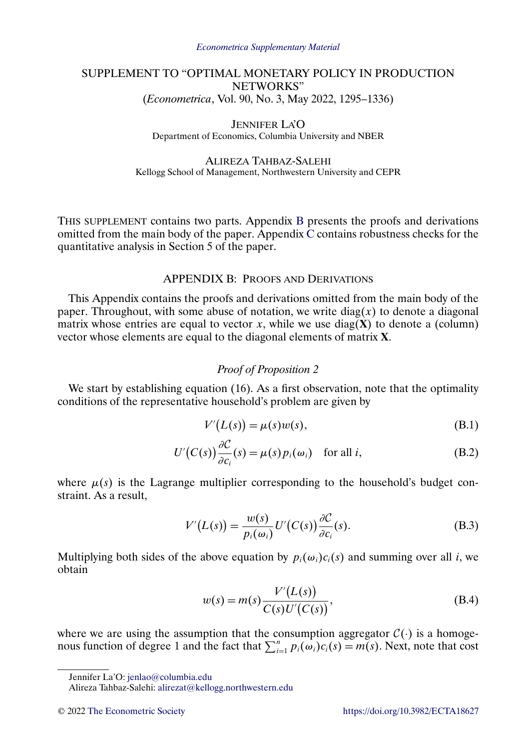*Econometrica Supplementary Material*

# SUPPLEMENT TO "OPTIMAL MONETARY POLICY IN PRODUCTION NETWORKS"

(*Econometrica*, Vol. 90, No. 3, May 2022, 1295–1336)

JENNIFER LA'O
Department of Economics, Columbia University and NBER

ALIREZA TAHBAZ-SALEHI
Kellogg School of Management, Northwestern University and CEPR

THIS SUPPLEMENT contains two parts. Appendix B presents the proofs and derivations omitted from the main body of the paper. Appendix C contains robustness checks for the quantitative analysis in Section 5 of the paper.

## APPENDIX B: PROOFS AND DERIVATIONS

This Appendix contains the proofs and derivations omitted from the main body of the paper. Throughout, with some abuse of notation, we write $\text{diag}(x)$ to denote a diagonal matrix whose entries are equal to vector $x$, while we use $\text{diag}(\mathbf{X})$ to denote a (column) vector whose elements are equal to the diagonal elements of matrix $\mathbf{X}$.

### *Proof of Proposition 2*

We start by establishing equation (16). As a first observation, note that the optimality conditions of the representative household's problem are given by

$$V'\big(L(s)\big) = \mu(s)w(s), \tag{B.1}$$

$$U'\big(C(s)\big)\frac{\partial \mathcal{C}}{\partial c_i}(s) = \mu(s)p_i(\omega_i) \quad \text{for all } i, \tag{B.2}$$

where $\mu(s)$ is the Lagrange multiplier corresponding to the household's budget constraint. As a result,

$$V'\big(L(s)\big) = \frac{w(s)}{p_i(\omega_i)}U'\big(C(s)\big)\frac{\partial \mathcal{C}}{\partial c_i}(s). \tag{B.3}$$

Multiplying both sides of the above equation by $p_i(\omega_i)c_i(s)$ and summing over all $i$, we obtain

$$w(s) = m(s)\frac{V'\big(L(s)\big)}{C(s)U'\big(C(s)\big)}, \tag{B.4}$$

where we are using the assumption that the consumption aggregator $\mathcal{C}(\cdot)$ is a homogenous function of degree 1 and the fact that $\sum_{i=1}^{n} p_i(\omega_i)c_i(s) = m(s)$. Next, note that cost

Jennifer La'O: jenlao@columbia.edu
Alireza Tahbaz-Salehi: alirezat@kellogg.northwestern.edu

© 2022 The Econometric Society https://doi.org/10.3982/ECTA18627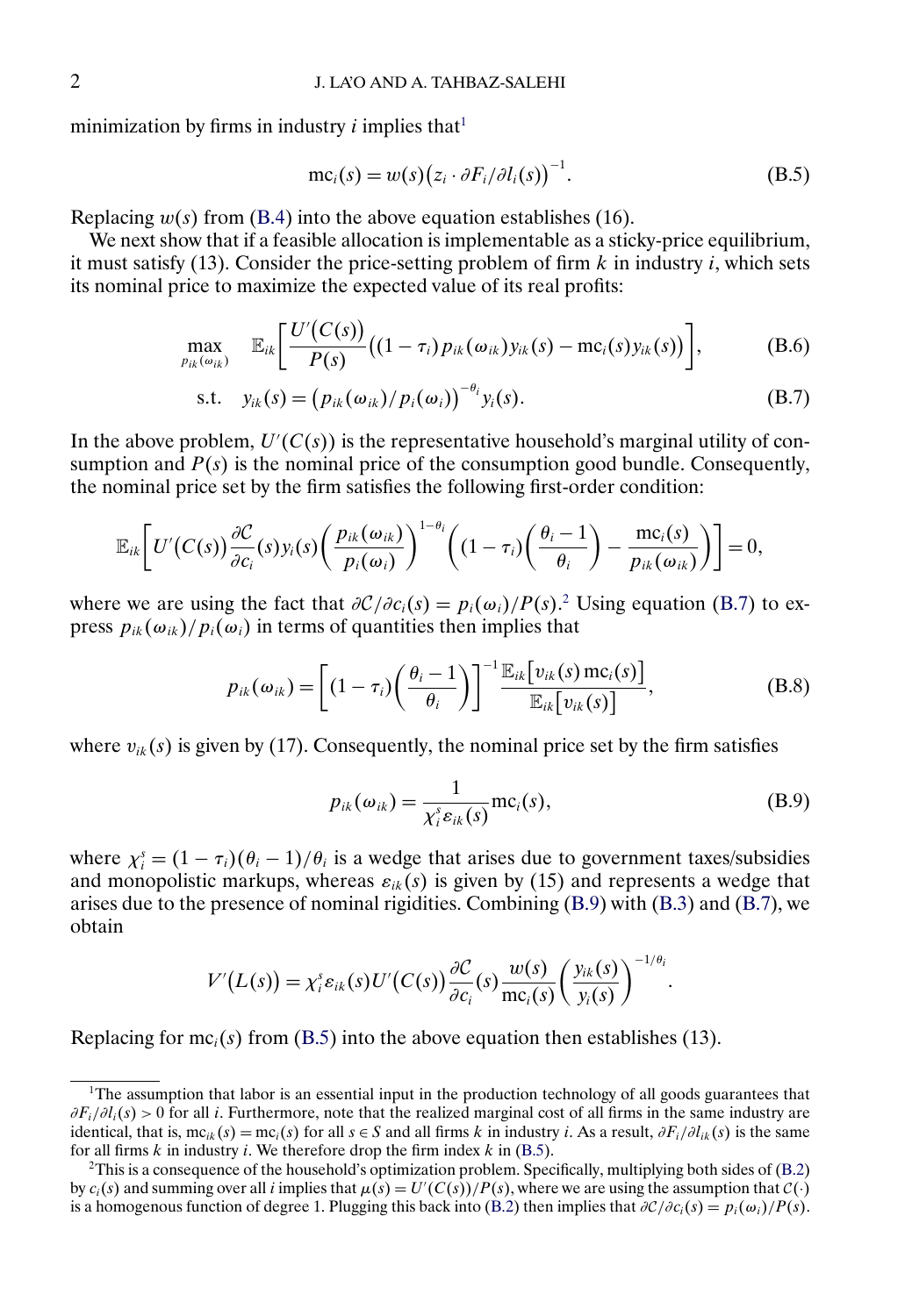minimization by firms in industry $i$ implies that[1]

$$\mathrm{mc}_i(s) = w(s)\big(z_i \cdot \partial F_i/\partial l_i(s)\big)^{-1}. \tag{B.5}$$

Replacing $w(s)$ from (B.4) into the above equation establishes (16).

We next show that if a feasible allocation is implementable as a sticky-price equilibrium, it must satisfy (13). Consider the price-setting problem of firm $k$ in industry $i$, which sets its nominal price to maximize the expected value of its real profits:

$$\max_{p_{ik}(\omega_{ik})} \quad \mathbb{E}_{ik}\left[\frac{U'\big(C(s)\big)}{P(s)}\big((1-\tau_i)p_{ik}(\omega_{ik})y_{ik}(s) - \mathrm{mc}_i(s)y_{ik}(s)\big)\right], \tag{B.6}$$

$$\text{s.t.} \quad y_{ik}(s) = \big(p_{ik}(\omega_{ik})/p_i(\omega_i)\big)^{-\theta_i}y_i(s). \tag{B.7}$$

In the above problem, $U'(C(s))$ is the representative household's marginal utility of consumption and $P(s)$ is the nominal price of the consumption good bundle. Consequently, the nominal price set by the firm satisfies the following first-order condition:

$$\mathbb{E}_{ik}\left[U'\big(C(s)\big)\frac{\partial \mathcal{C}}{\partial c_i}(s)y_i(s)\left(\frac{p_{ik}(\omega_{ik})}{p_i(\omega_i)}\right)^{1-\theta_i}\left((1-\tau_i)\left(\frac{\theta_i - 1}{\theta_i}\right) - \frac{\mathrm{mc}_i(s)}{p_{ik}(\omega_{ik})}\right)\right] = 0,$$

where we are using the fact that $\partial \mathcal{C}/\partial c_i(s) = p_i(\omega_i)/P(s)$.[2] Using equation (B.7) to express $p_{ik}(\omega_{ik})/p_i(\omega_i)$ in terms of quantities then implies that

$$p_{ik}(\omega_{ik}) = \left[(1-\tau_i)\left(\frac{\theta_i - 1}{\theta_i}\right)\right]^{-1}\frac{\mathbb{E}_{ik}\big[v_{ik}(s)\,\mathrm{mc}_i(s)\big]}{\mathbb{E}_{ik}\big[v_{ik}(s)\big]}, \tag{B.8}$$

where $v_{ik}(s)$ is given by (17). Consequently, the nominal price set by the firm satisfies

$$p_{ik}(\omega_{ik}) = \frac{1}{\chi_i^s \varepsilon_{ik}(s)}\mathrm{mc}_i(s), \tag{B.9}$$

where $\chi_i^s = (1-\tau_i)(\theta_i - 1)/\theta_i$ is a wedge that arises due to government taxes/subsidies and monopolistic markups, whereas $\varepsilon_{ik}(s)$ is given by (15) and represents a wedge that arises due to the presence of nominal rigidities. Combining (B.9) with (B.3) and (B.7), we obtain

$$V'\big(L(s)\big) = \chi_i^s \varepsilon_{ik}(s)U'\big(C(s)\big)\frac{\partial \mathcal{C}}{\partial c_i}(s)\frac{w(s)}{\mathrm{mc}_i(s)}\left(\frac{y_{ik}(s)}{y_i(s)}\right)^{-1/\theta_i}.$$

Replacing for $\mathrm{mc}_i(s)$ from (B.5) into the above equation then establishes (13).

---

[1] The assumption that labor is an essential input in the production technology of all goods guarantees that $\partial F_i/\partial l_i(s) > 0$ for all $i$. Furthermore, note that the realized marginal cost of all firms in the same industry are identical, that is, $\mathrm{mc}_{ik}(s) = \mathrm{mc}_i(s)$ for all $s \in S$ and all firms $k$ in industry $i$. As a result, $\partial F_i/\partial l_{ik}(s)$ is the same for all firms $k$ in industry $i$. We therefore drop the firm index $k$ in (B.5).

[2] This is a consequence of the household's optimization problem. Specifically, multiplying both sides of (B.2) by $c_i(s)$ and summing over all $i$ implies that $\mu(s) = U'(C(s))/P(s)$, where we are using the assumption that $\mathcal{C}(\cdot)$ is a homogenous function of degree 1. Plugging this back into (B.2) then implies that $\partial \mathcal{C}/\partial c_i(s) = p_i(\omega_i)/P(s)$.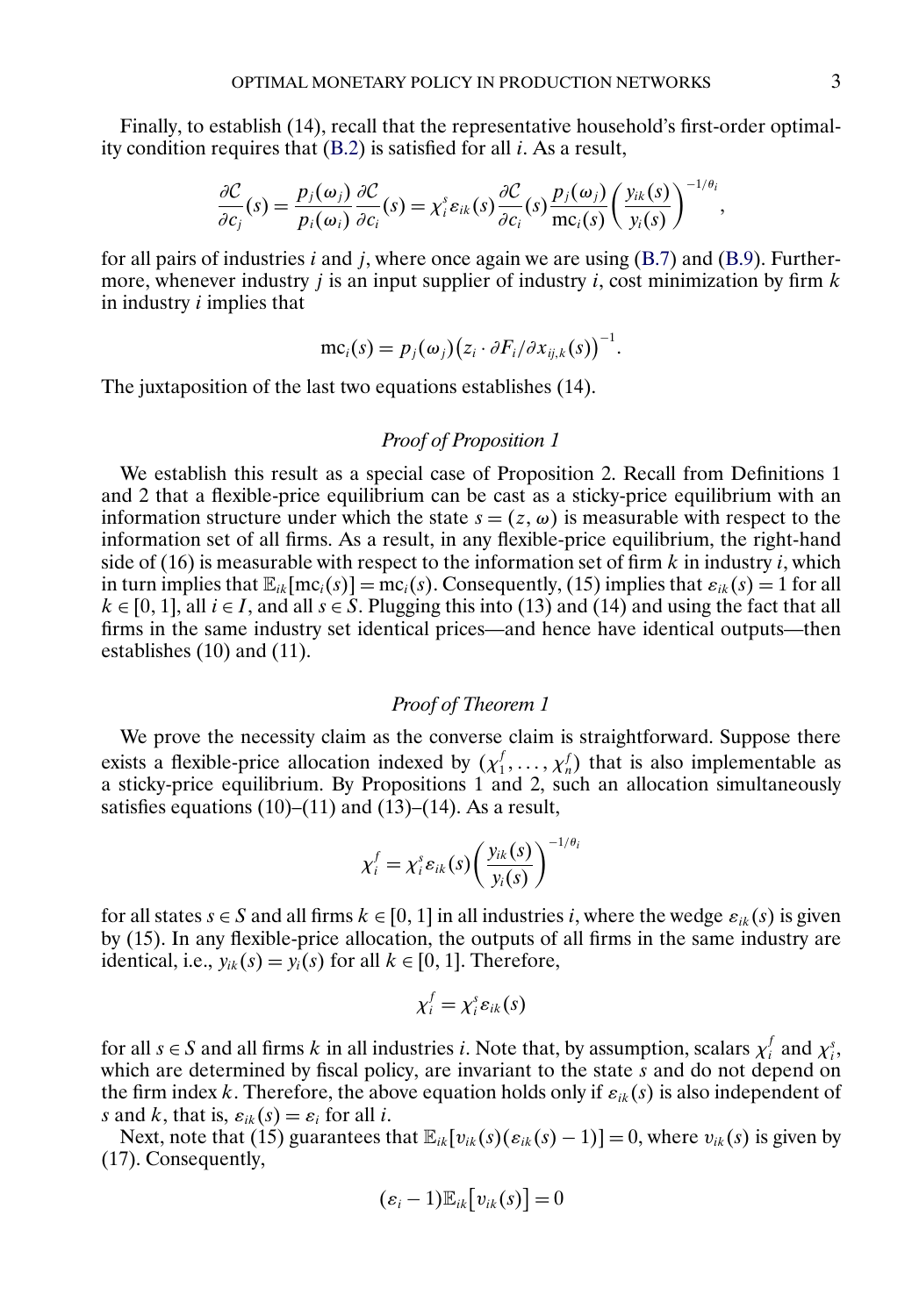Finally, to establish (14), recall that the representative household's first-order optimality condition requires that (B.2) is satisfied for all $i$. As a result,

$$\frac{\partial \mathcal{C}}{\partial c_j}(s) = \frac{p_j(\omega_j)}{p_i(\omega_i)} \frac{\partial \mathcal{C}}{\partial c_i}(s) = \chi_i^s \varepsilon_{ik}(s) \frac{\partial \mathcal{C}}{\partial c_i}(s) \frac{p_j(\omega_j)}{\mathrm{mc}_i(s)} \left( \frac{y_{ik}(s)}{y_i(s)} \right)^{-1/\theta_i},$$

for all pairs of industries $i$ and $j$, where once again we are using (B.7) and (B.9). Furthermore, whenever industry $j$ is an input supplier of industry $i$, cost minimization by firm $k$ in industry $i$ implies that

$$\mathrm{mc}_i(s) = p_j(\omega_j) \big( z_i \cdot \partial F_i / \partial x_{ij,k}(s) \big)^{-1}.$$

The juxtaposition of the last two equations establishes (14).

### *Proof of Proposition 1*

We establish this result as a special case of Proposition 2. Recall from Definitions 1 and 2 that a flexible-price equilibrium can be cast as a sticky-price equilibrium with an information structure under which the state $s = (z, \omega)$ is measurable with respect to the information set of all firms. As a result, in any flexible-price equilibrium, the right-hand side of (16) is measurable with respect to the information set of firm $k$ in industry $i$, which in turn implies that $\mathbb{E}_{ik}[\mathrm{mc}_i(s)] = \mathrm{mc}_i(s)$. Consequently, (15) implies that $\varepsilon_{ik}(s) = 1$ for all $k \in [0, 1]$, all $i \in I$, and all $s \in S$. Plugging this into (13) and (14) and using the fact that all firms in the same industry set identical prices—and hence have identical outputs—then establishes (10) and (11).

### *Proof of Theorem 1*

We prove the necessity claim as the converse claim is straightforward. Suppose there exists a flexible-price allocation indexed by $(\chi_1^f, \dots, \chi_n^f)$ that is also implementable as a sticky-price equilibrium. By Propositions 1 and 2, such an allocation simultaneously satisfies equations (10)–(11) and (13)–(14). As a result,

$$\chi_i^f = \chi_i^s \varepsilon_{ik}(s) \left( \frac{y_{ik}(s)}{y_i(s)} \right)^{-1/\theta_i}$$

for all states $s \in S$ and all firms $k \in [0, 1]$ in all industries $i$, where the wedge $\varepsilon_{ik}(s)$ is given by (15). In any flexible-price allocation, the outputs of all firms in the same industry are identical, i.e., $y_{ik}(s) = y_i(s)$ for all $k \in [0, 1]$. Therefore,

$$\chi_i^f = \chi_i^s \varepsilon_{ik}(s)$$

for all $s \in S$ and all firms $k$ in all industries $i$. Note that, by assumption, scalars $\chi_i^f$ and $\chi_i^s$, which are determined by fiscal policy, are invariant to the state $s$ and do not depend on the firm index $k$. Therefore, the above equation holds only if $\varepsilon_{ik}(s)$ is also independent of $s$ and $k$, that is, $\varepsilon_{ik}(s) = \varepsilon_i$ for all $i$.

Next, note that (15) guarantees that $\mathbb{E}_{ik}[v_{ik}(s)(\varepsilon_{ik}(s) - 1)] = 0$, where $v_{ik}(s)$ is given by (17). Consequently,

$$(\varepsilon_i - 1)\mathbb{E}_{ik}\big[v_{ik}(s)\big] = 0$$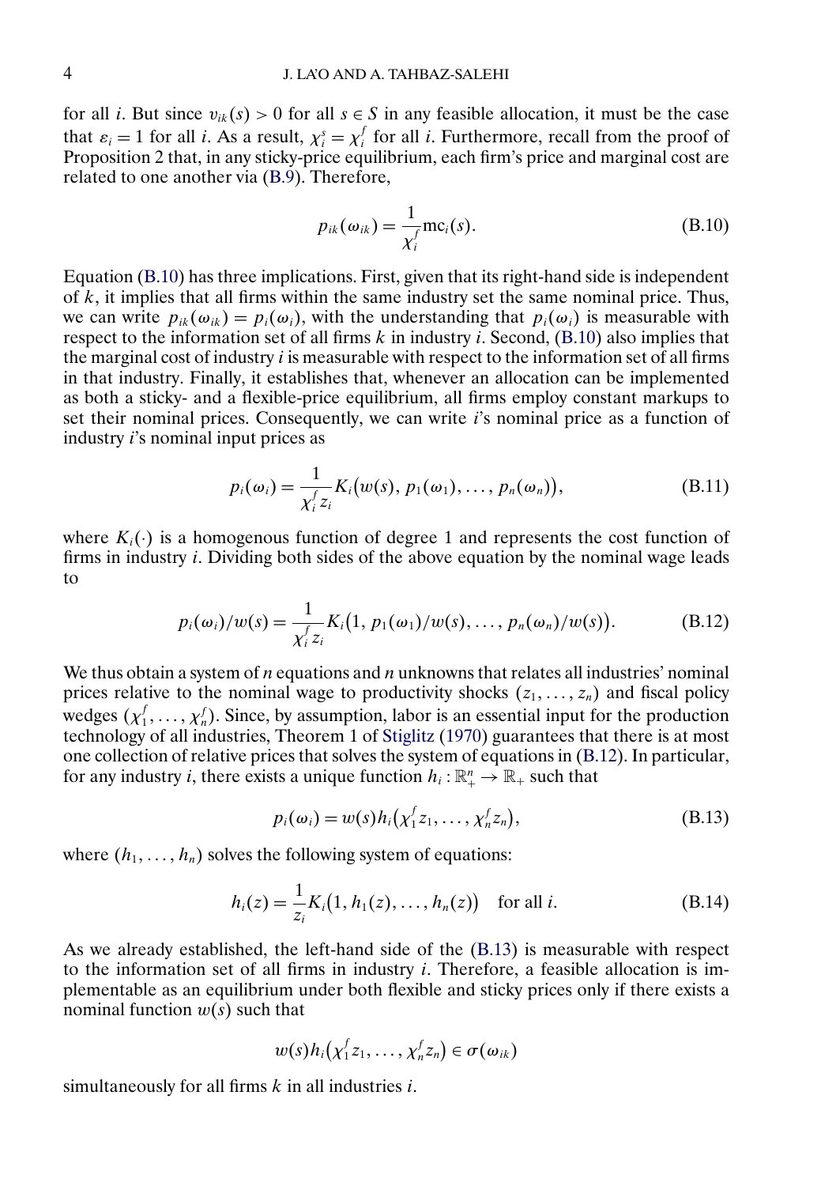for all $i$. But since $v_{ik}(s) > 0$ for all $s \in S$ in any feasible allocation, it must be the case that $\varepsilon_i = 1$ for all $i$. As a result, $\chi_i^s = \chi_i^f$ for all $i$. Furthermore, recall from the proof of Proposition 2 that, in any sticky-price equilibrium, each firm's price and marginal cost are related to one another via (B.9). Therefore,

$$p_{ik}(\omega_{ik}) = \frac{1}{\chi_i^f}\text{mc}_i(s). \tag{B.10}$$

Equation (B.10) has three implications. First, given that its right-hand side is independent of $k$, it implies that all firms within the same industry set the same nominal price. Thus, we can write $p_{ik}(\omega_{ik}) = p_i(\omega_i)$, with the understanding that $p_i(\omega_i)$ is measurable with respect to the information set of all firms $k$ in industry $i$. Second, (B.10) also implies that the marginal cost of industry $i$ is measurable with respect to the information set of all firms in that industry. Finally, it establishes that, whenever an allocation can be implemented as both a sticky- and a flexible-price equilibrium, all firms employ constant markups to set their nominal prices. Consequently, we can write $i$'s nominal price as a function of industry $i$'s nominal input prices as

$$p_i(\omega_i) = \frac{1}{\chi_i^f z_i} K_i\big(w(s), p_1(\omega_1), \ldots, p_n(\omega_n)\big), \tag{B.11}$$

where $K_i(\cdot)$ is a homogenous function of degree 1 and represents the cost function of firms in industry $i$. Dividing both sides of the above equation by the nominal wage leads to

$$p_i(\omega_i)/w(s) = \frac{1}{\chi_i^f z_i} K_i\big(1, p_1(\omega_1)/w(s), \ldots, p_n(\omega_n)/w(s)\big). \tag{B.12}$$

We thus obtain a system of $n$ equations and $n$ unknowns that relates all industries' nominal prices relative to the nominal wage to productivity shocks $(z_1, \ldots, z_n)$ and fiscal policy wedges $(\chi_1^f, \ldots, \chi_n^f)$. Since, by assumption, labor is an essential input for the production technology of all industries, Theorem 1 of Stiglitz (1970) guarantees that there is at most one collection of relative prices that solves the system of equations in (B.12). In particular, for any industry $i$, there exists a unique function $h_i : \mathbb{R}_+^n \to \mathbb{R}_+$ such that

$$p_i(\omega_i) = w(s) h_i\big(\chi_1^f z_1, \ldots, \chi_n^f z_n\big), \tag{B.13}$$

where $(h_1, \ldots, h_n)$ solves the following system of equations:

$$h_i(z) = \frac{1}{z_i} K_i\big(1, h_1(z), \ldots, h_n(z)\big) \quad \text{for all } i. \tag{B.14}$$

As we already established, the left-hand side of the (B.13) is measurable with respect to the information set of all firms in industry $i$. Therefore, a feasible allocation is implementable as an equilibrium under both flexible and sticky prices only if there exists a nominal function $w(s)$ such that

$$w(s) h_i\big(\chi_1^f z_1, \ldots, \chi_n^f z_n\big) \in \sigma(\omega_{ik})$$

simultaneously for all firms $k$ in all industries $i$.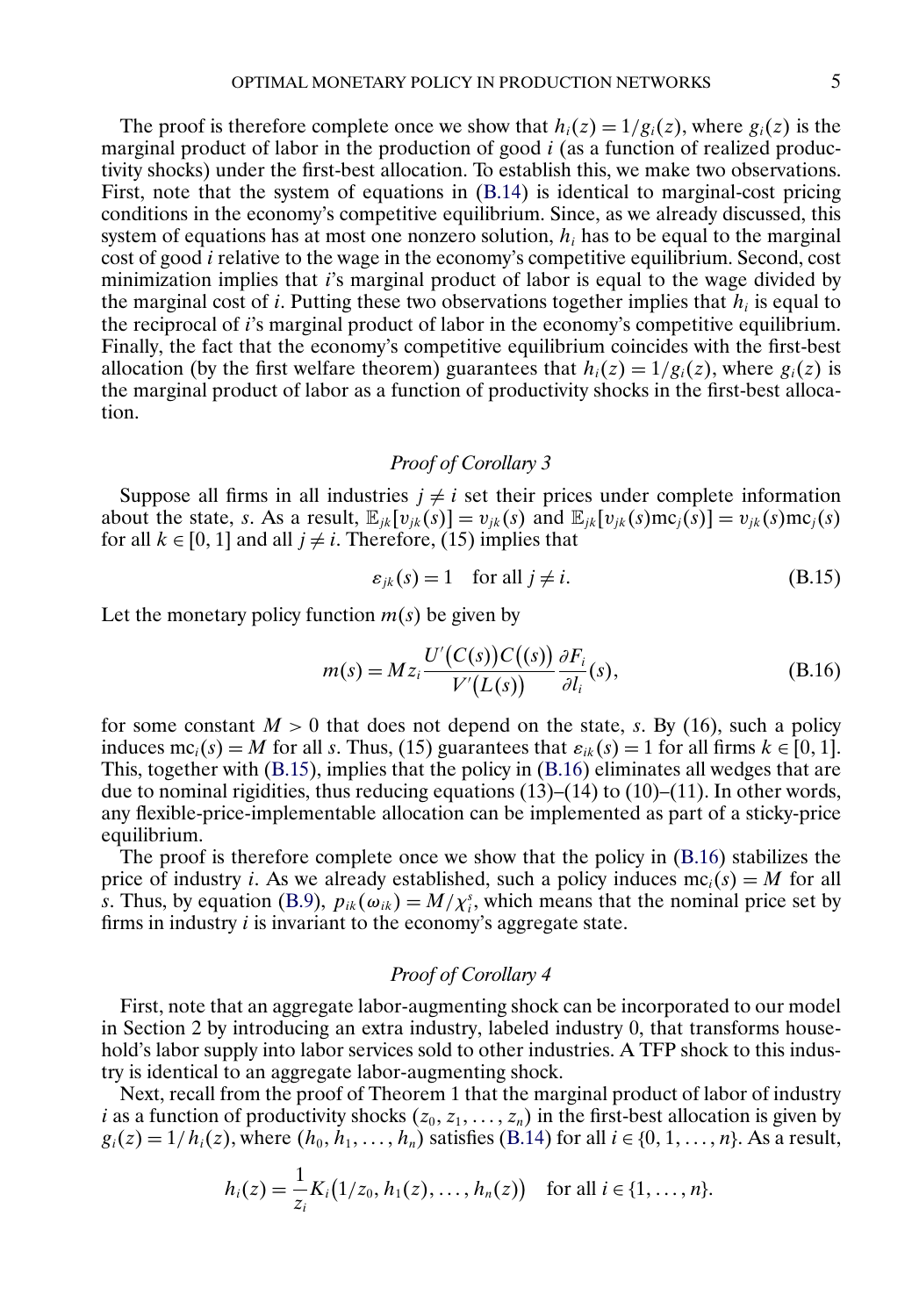The proof is therefore complete once we show that $h_i(z) = 1/g_i(z)$, where $g_i(z)$ is the marginal product of labor in the production of good $i$ (as a function of realized productivity shocks) under the first-best allocation. To establish this, we make two observations. First, note that the system of equations in (B.14) is identical to marginal-cost pricing conditions in the economy's competitive equilibrium. Since, as we already discussed, this system of equations has at most one nonzero solution, $h_i$ has to be equal to the marginal cost of good $i$ relative to the wage in the economy's competitive equilibrium. Second, cost minimization implies that $i$'s marginal product of labor is equal to the wage divided by the marginal cost of $i$. Putting these two observations together implies that $h_i$ is equal to the reciprocal of $i$'s marginal product of labor in the economy's competitive equilibrium. Finally, the fact that the economy's competitive equilibrium coincides with the first-best allocation (by the first welfare theorem) guarantees that $h_i(z) = 1/g_i(z)$, where $g_i(z)$ is the marginal product of labor as a function of productivity shocks in the first-best allocation.

### *Proof of Corollary 3*

Suppose all firms in all industries $j \neq i$ set their prices under complete information about the state, $s$. As a result, $\mathbb{E}_{jk}[v_{jk}(s)] = v_{jk}(s)$ and $\mathbb{E}_{jk}[v_{jk}(s)\mathrm{mc}_j(s)] = v_{jk}(s)\mathrm{mc}_j(s)$ for all $k \in [0, 1]$ and all $j \neq i$. Therefore, (15) implies that

$$\varepsilon_{jk}(s) = 1 \quad \text{for all } j \neq i. \tag{B.15}$$

Let the monetary policy function $m(s)$ be given by

$$m(s) = M z_i \frac{U'\big(C(s)\big)C\big((s)\big)}{V'\big(L(s)\big)} \frac{\partial F_i}{\partial l_i}(s), \tag{B.16}$$

for some constant $M > 0$ that does not depend on the state, $s$. By (16), such a policy induces $\mathrm{mc}_i(s) = M$ for all $s$. Thus, (15) guarantees that $\varepsilon_{ik}(s) = 1$ for all firms $k \in [0, 1]$. This, together with (B.15), implies that the policy in (B.16) eliminates all wedges that are due to nominal rigidities, thus reducing equations (13)–(14) to (10)–(11). In other words, any flexible-price-implementable allocation can be implemented as part of a sticky-price equilibrium.

The proof is therefore complete once we show that the policy in (B.16) stabilizes the price of industry $i$. As we already established, such a policy induces $\mathrm{mc}_i(s) = M$ for all $s$. Thus, by equation (B.9), $p_{ik}(\omega_{ik}) = M/\chi_i^s$, which means that the nominal price set by firms in industry $i$ is invariant to the economy's aggregate state.

### *Proof of Corollary 4*

First, note that an aggregate labor-augmenting shock can be incorporated to our model in Section 2 by introducing an extra industry, labeled industry 0, that transforms household's labor supply into labor services sold to other industries. A TFP shock to this industry is identical to an aggregate labor-augmenting shock.

Next, recall from the proof of Theorem 1 that the marginal product of labor of industry $i$ as a function of productivity shocks $(z_0, z_1, \dots, z_n)$ in the first-best allocation is given by $g_i(z) = 1/h_i(z)$, where $(h_0, h_1, \dots, h_n)$ satisfies (B.14) for all $i \in \{0, 1, \dots, n\}$. As a result,

$$h_i(z) = \frac{1}{z_i} K_i\big(1/z_0, h_1(z), \dots, h_n(z)\big) \quad \text{for all } i \in \{1, \dots, n\}.$$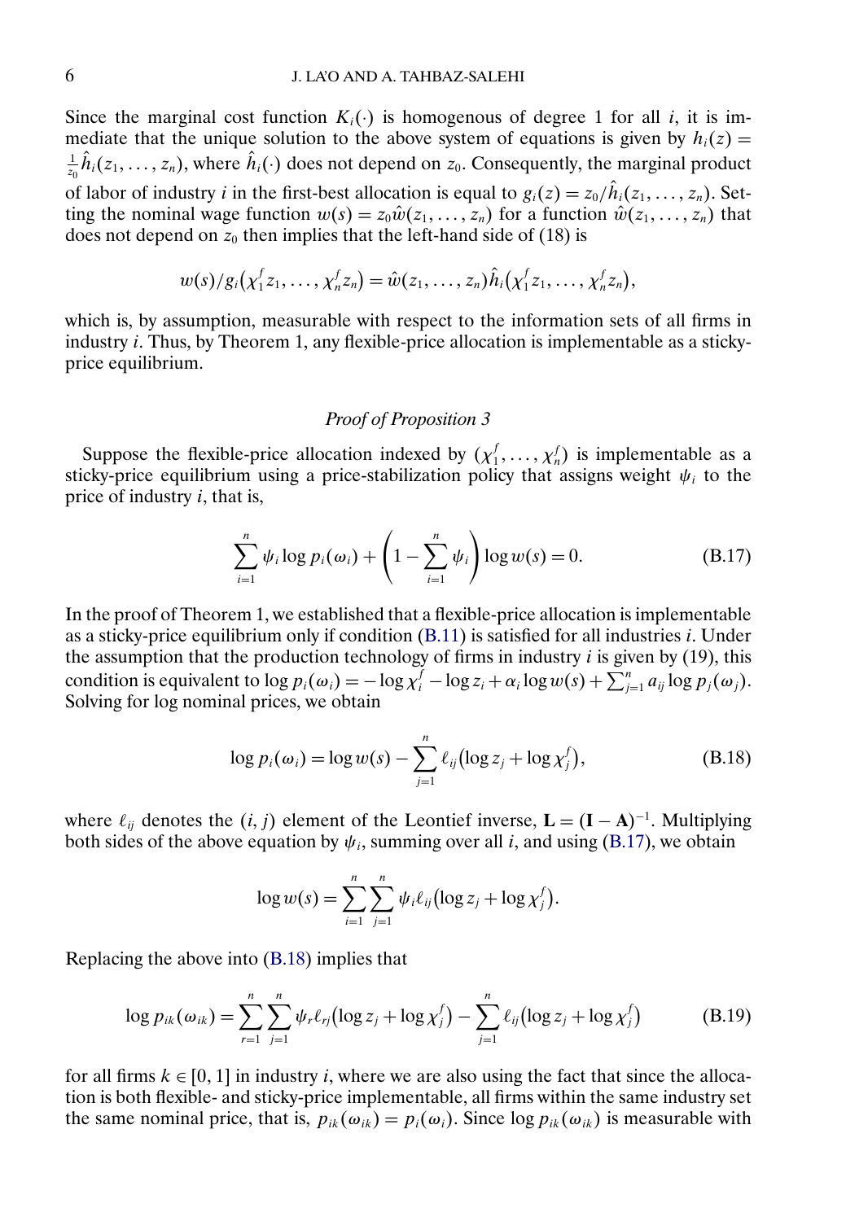Since the marginal cost function $K_i(\cdot)$ is homogenous of degree 1 for all $i$, it is immediate that the unique solution to the above system of equations is given by $h_i(z) = \frac{1}{z_0}\hat{h}_i(z_1, \dots, z_n)$, where $\hat{h}_i(\cdot)$ does not depend on $z_0$. Consequently, the marginal product of labor of industry $i$ in the first-best allocation is equal to $g_i(z) = z_0/\hat{h}_i(z_1, \dots, z_n)$. Setting the nominal wage function $w(s) = z_0\hat{w}(z_1, \dots, z_n)$ for a function $\hat{w}(z_1, \dots, z_n)$ that does not depend on $z_0$ then implies that the left-hand side of (18) is

$$w(s)/g_i(\chi_1^f z_1, \dots, \chi_n^f z_n) = \hat{w}(z_1, \dots, z_n)\hat{h}_i(\chi_1^f z_1, \dots, \chi_n^f z_n),$$

which is, by assumption, measurable with respect to the information sets of all firms in industry $i$. Thus, by Theorem 1, any flexible-price allocation is implementable as a sticky-price equilibrium.

### *Proof of Proposition 3*

Suppose the flexible-price allocation indexed by $(\chi_1^f, \dots, \chi_n^f)$ is implementable as a sticky-price equilibrium using a price-stabilization policy that assigns weight $\psi_i$ to the price of industry $i$, that is,

$$\sum_{i=1}^n \psi_i \log p_i(\omega_i) + \left(1 - \sum_{i=1}^n \psi_i\right) \log w(s) = 0. \tag{B.17}$$

In the proof of Theorem 1, we established that a flexible-price allocation is implementable as a sticky-price equilibrium only if condition (B.11) is satisfied for all industries $i$. Under the assumption that the production technology of firms in industry $i$ is given by (19), this condition is equivalent to $\log p_i(\omega_i) = -\log \chi_i^f - \log z_i + \alpha_i \log w(s) + \sum_{j=1}^n a_{ij} \log p_j(\omega_j)$. Solving for log nominal prices, we obtain

$$\log p_i(\omega_i) = \log w(s) - \sum_{j=1}^n \ell_{ij}\big(\log z_j + \log \chi_j^f\big), \tag{B.18}$$

where $\ell_{ij}$ denotes the $(i, j)$ element of the Leontief inverse, $\mathbf{L} = (\mathbf{I} - \mathbf{A})^{-1}$. Multiplying both sides of the above equation by $\psi_i$, summing over all $i$, and using (B.17), we obtain

$$\log w(s) = \sum_{i=1}^n \sum_{j=1}^n \psi_i \ell_{ij}\big(\log z_j + \log \chi_j^f\big).$$

Replacing the above into (B.18) implies that

$$\log p_{ik}(\omega_{ik}) = \sum_{r=1}^n \sum_{j=1}^n \psi_r \ell_{rj}\big(\log z_j + \log \chi_j^f\big) - \sum_{j=1}^n \ell_{ij}\big(\log z_j + \log \chi_j^f\big) \tag{B.19}$$

for all firms $k \in [0, 1]$ in industry $i$, where we are also using the fact that since the allocation is both flexible- and sticky-price implementable, all firms within the same industry set the same nominal price, that is, $p_{ik}(\omega_{ik}) = p_i(\omega_i)$. Since $\log p_{ik}(\omega_{ik})$ is measurable with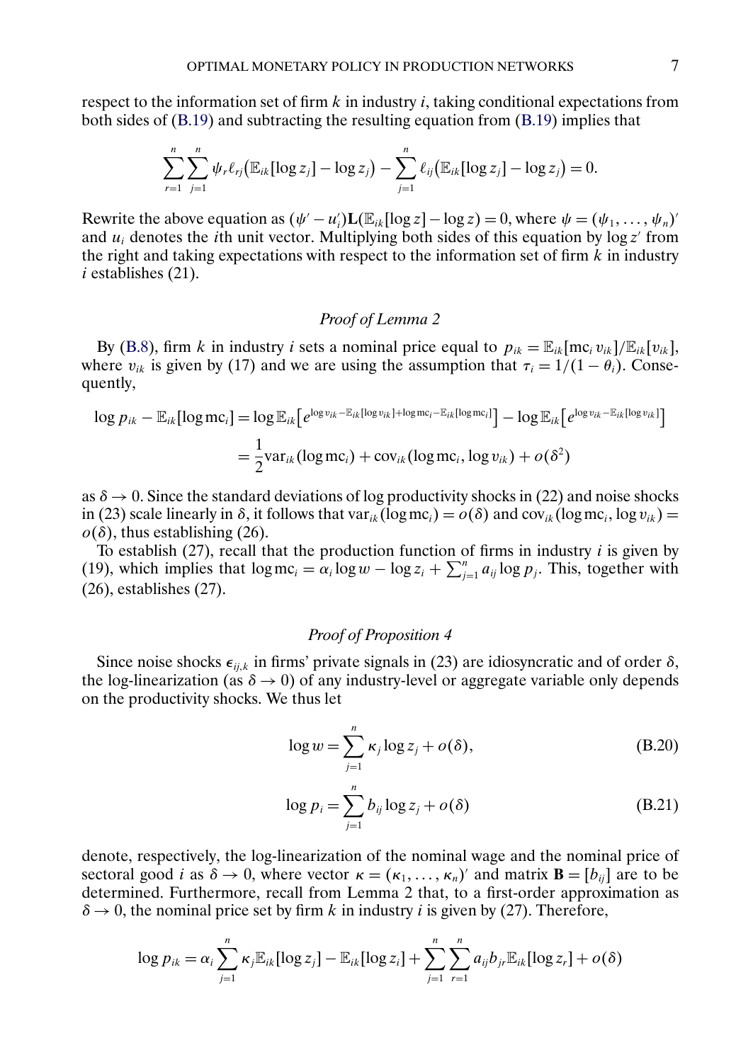respect to the information set of firm $k$ in industry $i$, taking conditional expectations from both sides of (B.19) and subtracting the resulting equation from (B.19) implies that

$$\sum_{r=1}^{n}\sum_{j=1}^{n}\psi_r \ell_{rj}\big(\mathbb{E}_{ik}[\log z_j]-\log z_j\big)-\sum_{j=1}^{n}\ell_{ij}\big(\mathbb{E}_{ik}[\log z_j]-\log z_j\big)=0.$$

Rewrite the above equation as $(\psi'-u_i')\mathbf{L}(\mathbb{E}_{ik}[\log z]-\log z)=0$, where $\psi=(\psi_1,\dots,\psi_n)'$ and $u_i$ denotes the $i$th unit vector. Multiplying both sides of this equation by $\log z'$ from the right and taking expectations with respect to the information set of firm $k$ in industry $i$ establishes (21).

### *Proof of Lemma 2*

By (B.8), firm $k$ in industry $i$ sets a nominal price equal to $p_{ik}=\mathbb{E}_{ik}[\text{mc}_i v_{ik}]/\mathbb{E}_{ik}[v_{ik}]$, where $v_{ik}$ is given by (17) and we are using the assumption that $\tau_i=1/(1-\theta_i)$. Consequently,

$$\begin{aligned}\log p_{ik}-\mathbb{E}_{ik}[\log \text{mc}_i]&=\log \mathbb{E}_{ik}\big[e^{\log v_{ik}-\mathbb{E}_{ik}[\log v_{ik}]+\log \text{mc}_i-\mathbb{E}_{ik}[\log \text{mc}_i]}\big]-\log \mathbb{E}_{ik}\big[e^{\log v_{ik}-\mathbb{E}_{ik}[\log v_{ik}]}\big]\\&=\frac{1}{2}\text{var}_{ik}(\log \text{mc}_i)+\text{cov}_{ik}(\log \text{mc}_i,\log v_{ik})+o(\delta^2)\end{aligned}$$

as $\delta\to 0$. Since the standard deviations of log productivity shocks in (22) and noise shocks in (23) scale linearly in $\delta$, it follows that $\text{var}_{ik}(\log \text{mc}_i)=o(\delta)$ and $\text{cov}_{ik}(\log \text{mc}_i,\log v_{ik})=o(\delta)$, thus establishing (26).

To establish (27), recall that the production function of firms in industry $i$ is given by (19), which implies that $\log \text{mc}_i=\alpha_i\log w-\log z_i+\sum_{j=1}^{n}a_{ij}\log p_j$. This, together with (26), establishes (27).

### *Proof of Proposition 4*

Since noise shocks $\epsilon_{ij,k}$ in firms' private signals in (23) are idiosyncratic and of order $\delta$, the log-linearization (as $\delta\to 0$) of any industry-level or aggregate variable only depends on the productivity shocks. We thus let

$$\log w=\sum_{j=1}^{n}\kappa_j\log z_j+o(\delta), \tag{B.20}$$

$$\log p_i=\sum_{j=1}^{n}b_{ij}\log z_j+o(\delta) \tag{B.21}$$

denote, respectively, the log-linearization of the nominal wage and the nominal price of sectoral good $i$ as $\delta\to 0$, where vector $\kappa=(\kappa_1,\dots,\kappa_n)'$ and matrix $\mathbf{B}=[b_{ij}]$ are to be determined. Furthermore, recall from Lemma 2 that, to a first-order approximation as $\delta\to 0$, the nominal price set by firm $k$ in industry $i$ is given by (27). Therefore,

$$\log p_{ik}=\alpha_i\sum_{j=1}^{n}\kappa_j\mathbb{E}_{ik}[\log z_j]-\mathbb{E}_{ik}[\log z_i]+\sum_{j=1}^{n}\sum_{r=1}^{n}a_{ij}b_{jr}\mathbb{E}_{ik}[\log z_r]+o(\delta)$$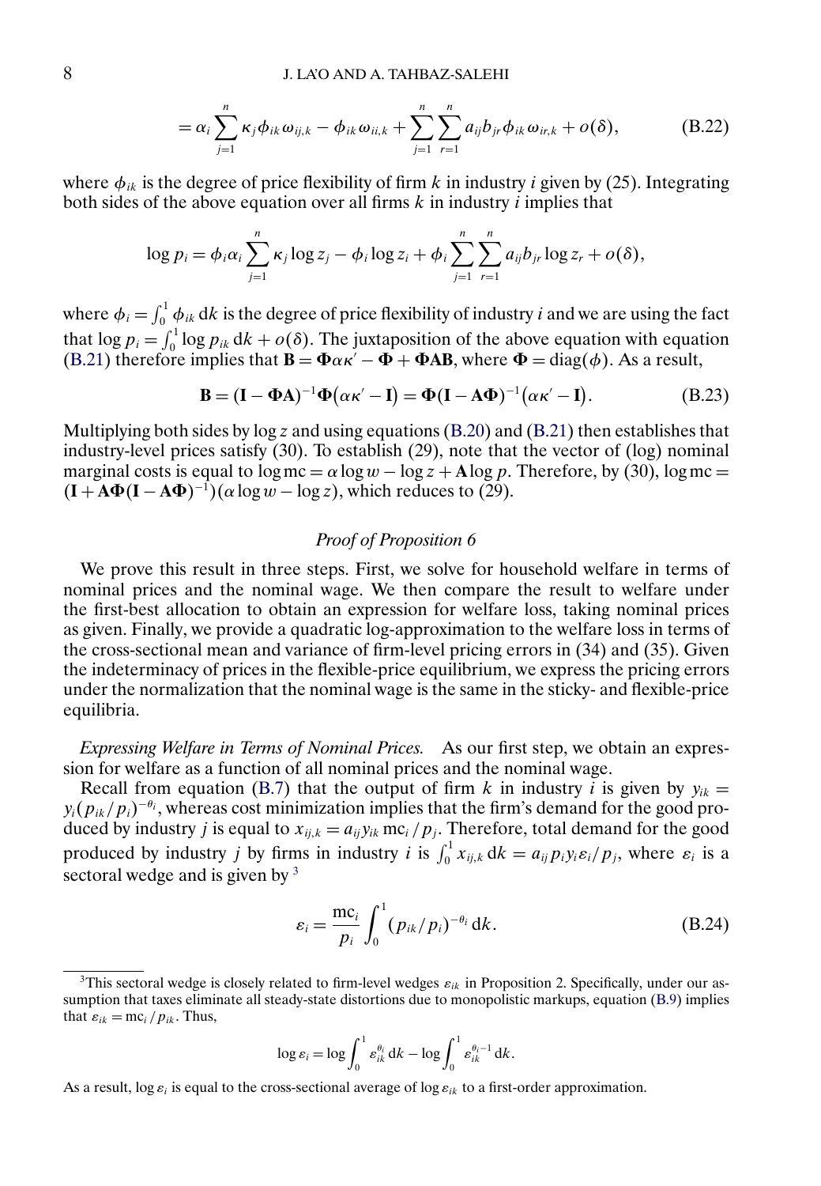$$= \alpha_i \sum_{j=1}^{n} \kappa_j \phi_{ik} \omega_{ij,k} - \phi_{ik} \omega_{ii,k} + \sum_{j=1}^{n} \sum_{r=1}^{n} a_{ij} b_{jr} \phi_{ik} \omega_{ir,k} + o(\delta), \tag{B.22}$$

where $\phi_{ik}$ is the degree of price flexibility of firm $k$ in industry $i$ given by (25). Integrating both sides of the above equation over all firms $k$ in industry $i$ implies that

$$\log p_i = \phi_i \alpha_i \sum_{j=1}^{n} \kappa_j \log z_j - \phi_i \log z_i + \phi_i \sum_{j=1}^{n} \sum_{r=1}^{n} a_{ij} b_{jr} \log z_r + o(\delta),$$

where $\phi_i = \int_0^1 \phi_{ik} \, \mathrm{d}k$ is the degree of price flexibility of industry $i$ and we are using the fact that $\log p_i = \int_0^1 \log p_{ik} \, \mathrm{d}k + o(\delta)$. The juxtaposition of the above equation with equation (B.21) therefore implies that $\mathbf{B} = \mathbf{\Phi} \alpha \kappa' - \mathbf{\Phi} + \mathbf{\Phi A B}$, where $\mathbf{\Phi} = \mathrm{diag}(\phi)$. As a result,

$$\mathbf{B} = (\mathbf{I} - \mathbf{\Phi A})^{-1} \mathbf{\Phi} (\alpha \kappa' - \mathbf{I}) = \mathbf{\Phi} (\mathbf{I} - \mathbf{A \Phi})^{-1} (\alpha \kappa' - \mathbf{I}). \tag{B.23}$$

Multiplying both sides by $\log z$ and using equations (B.20) and (B.21) then establishes that industry-level prices satisfy (30). To establish (29), note that the vector of (log) nominal marginal costs is equal to $\log \mathrm{mc} = \alpha \log w - \log z + \mathbf{A} \log p$. Therefore, by (30), $\log \mathrm{mc} = (\mathbf{I} + \mathbf{A \Phi}(\mathbf{I} - \mathbf{A \Phi})^{-1})(\alpha \log w - \log z)$, which reduces to (29).

### *Proof of Proposition 6*

We prove this result in three steps. First, we solve for household welfare in terms of nominal prices and the nominal wage. We then compare the result to welfare under the first-best allocation to obtain an expression for welfare loss, taking nominal prices as given. Finally, we provide a quadratic log-approximation to the welfare loss in terms of the cross-sectional mean and variance of firm-level pricing errors in (34) and (35). Given the indeterminacy of prices in the flexible-price equilibrium, we express the pricing errors under the normalization that the nominal wage is the same in the sticky- and flexible-price equilibria.

*Expressing Welfare in Terms of Nominal Prices.* As our first step, we obtain an expression for welfare as a function of all nominal prices and the nominal wage.

Recall from equation (B.7) that the output of firm $k$ in industry $i$ is given by $y_{ik} = y_i (p_{ik}/p_i)^{-\theta_i}$, whereas cost minimization implies that the firm's demand for the good produced by industry $j$ is equal to $x_{ij,k} = a_{ij} y_{ik} \, \mathrm{mc}_i / p_j$. Therefore, total demand for the good produced by industry $j$ by firms in industry $i$ is $\int_0^1 x_{ij,k} \, \mathrm{d}k = a_{ij} p_i y_i \varepsilon_i / p_j$, where $\varepsilon_i$ is a sectoral wedge and is given by [3]

$$\varepsilon_i = \frac{\mathrm{mc}_i}{p_i} \int_0^1 (p_{ik}/p_i)^{-\theta_i} \, \mathrm{d}k. \tag{B.24}$$

---

[3] This sectoral wedge is closely related to firm-level wedges $\varepsilon_{ik}$ in Proposition 2. Specifically, under our assumption that taxes eliminate all steady-state distortions due to monopolistic markups, equation (B.9) implies that $\varepsilon_{ik} = \mathrm{mc}_i / p_{ik}$. Thus,

$$\log \varepsilon_i = \log \int_0^1 \varepsilon_{ik}^{\theta_i} \, \mathrm{d}k - \log \int_0^1 \varepsilon_{ik}^{\theta_i - 1} \, \mathrm{d}k.$$

As a result, $\log \varepsilon_i$ is equal to the cross-sectional average of $\log \varepsilon_{ik}$ to a first-order approximation.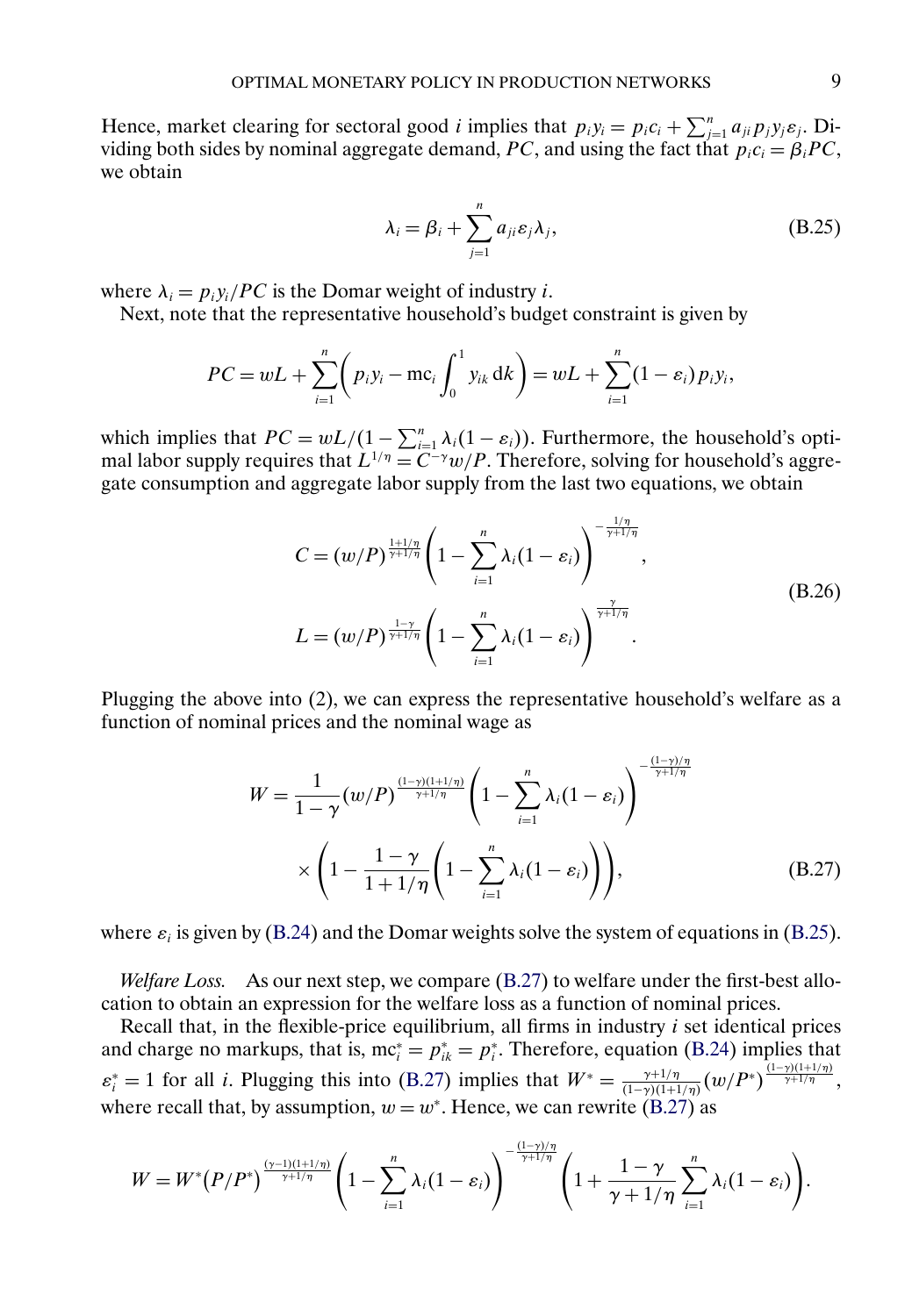Hence, market clearing for sectoral good $i$ implies that $p_i y_i = p_i c_i + \sum_{j=1}^n a_{ji} p_j y_j \varepsilon_j$. Dividing both sides by nominal aggregate demand, $PC$, and using the fact that $p_i c_i = \beta_i PC$, we obtain

$$\lambda_i = \beta_i + \sum_{j=1}^n a_{ji} \varepsilon_j \lambda_j, \tag{B.25}$$

where $\lambda_i = p_i y_i / PC$ is the Domar weight of industry $i$.

Next, note that the representative household's budget constraint is given by

$$PC = wL + \sum_{i=1}^n \left( p_i y_i - \text{mc}_i \int_0^1 y_{ik}\, \mathrm{d}k \right) = wL + \sum_{i=1}^n (1 - \varepsilon_i) p_i y_i,$$

which implies that $PC = wL/(1 - \sum_{i=1}^n \lambda_i(1-\varepsilon_i))$. Furthermore, the household's optimal labor supply requires that $L^{1/\eta} = C^{-\gamma} w/P$. Therefore, solving for household's aggregate consumption and aggregate labor supply from the last two equations, we obtain

$$\begin{aligned} C &= (w/P)^{\frac{1+1/\eta}{\gamma+1/\eta}} \left( 1 - \sum_{i=1}^n \lambda_i (1 - \varepsilon_i) \right)^{-\frac{1/\eta}{\gamma+1/\eta}}, \\ L &= (w/P)^{\frac{1-\gamma}{\gamma+1/\eta}} \left( 1 - \sum_{i=1}^n \lambda_i (1 - \varepsilon_i) \right)^{\frac{\gamma}{\gamma+1/\eta}}. \end{aligned} \tag{B.26}$$

Plugging the above into (2), we can express the representative household's welfare as a function of nominal prices and the nominal wage as

$$\begin{aligned} W = {} & \frac{1}{1-\gamma} (w/P)^{\frac{(1-\gamma)(1+1/\eta)}{\gamma+1/\eta}} \left( 1 - \sum_{i=1}^n \lambda_i (1-\varepsilon_i) \right)^{-\frac{(1-\gamma)/\eta}{\gamma+1/\eta}} \\ & \times \left( 1 - \frac{1-\gamma}{1+1/\eta} \left( 1 - \sum_{i=1}^n \lambda_i (1 - \varepsilon_i) \right) \right), \end{aligned} \tag{B.27}$$

where $\varepsilon_i$ is given by (B.24) and the Domar weights solve the system of equations in (B.25).

*Welfare Loss.* As our next step, we compare (B.27) to welfare under the first-best allocation to obtain an expression for the welfare loss as a function of nominal prices.

Recall that, in the flexible-price equilibrium, all firms in industry $i$ set identical prices and charge no markups, that is, $\text{mc}_i^* = p_{ik}^* = p_i^*$. Therefore, equation (B.24) implies that $\varepsilon_i^* = 1$ for all $i$. Plugging this into (B.27) implies that $W^* = \frac{\gamma+1/\eta}{(1-\gamma)(1+1/\eta)} (w/P^*)^{\frac{(1-\gamma)(1+1/\eta)}{\gamma+1/\eta}}$, where recall that, by assumption, $w = w^*$. Hence, we can rewrite (B.27) as

$$W = W^* (P/P^*)^{\frac{(\gamma-1)(1+1/\eta)}{\gamma+1/\eta}} \left( 1 - \sum_{i=1}^n \lambda_i (1-\varepsilon_i) \right)^{-\frac{(1-\gamma)/\eta}{\gamma+1/\eta}} \left( 1 + \frac{1-\gamma}{\gamma+1/\eta} \sum_{i=1}^n \lambda_i (1 - \varepsilon_i) \right).$$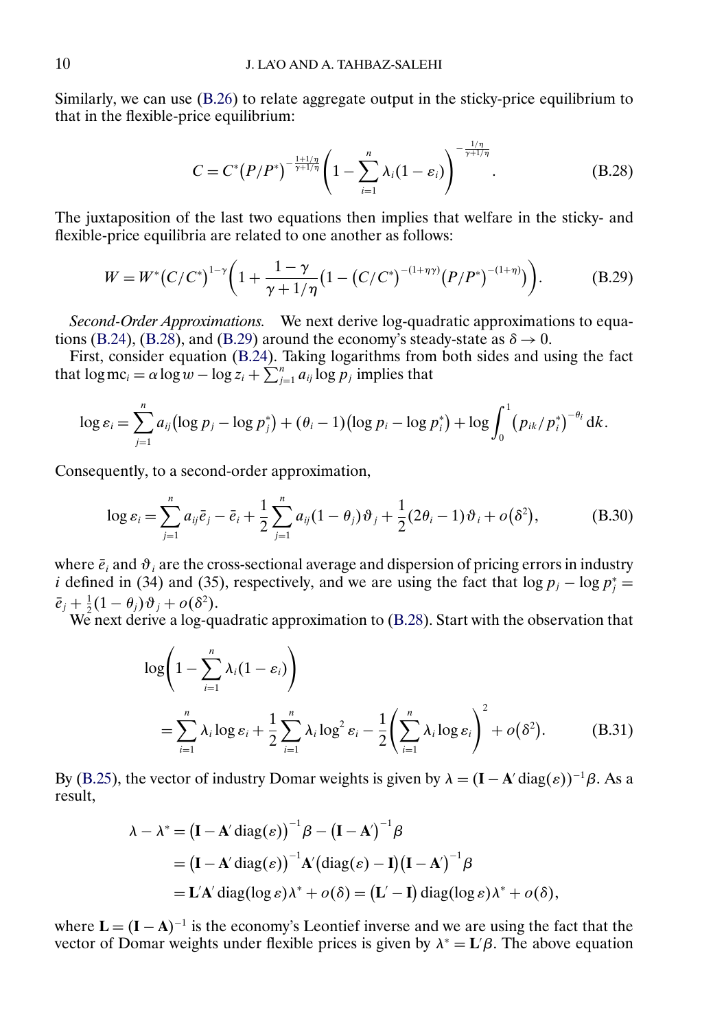Similarly, we can use (B.26) to relate aggregate output in the sticky-price equilibrium to that in the flexible-price equilibrium:

$$C = C^*\left(P/P^*\right)^{-\frac{1+1/\eta}{\gamma+1/\eta}}\left(1-\sum_{i=1}^{n}\lambda_i(1-\varepsilon_i)\right)^{-\frac{1/\eta}{\gamma+1/\eta}}. \tag{B.28}$$

The juxtaposition of the last two equations then implies that welfare in the sticky- and flexible-price equilibria are related to one another as follows:

$$W = W^*\left(C/C^*\right)^{1-\gamma}\left(1+\frac{1-\gamma}{\gamma+1/\eta}\left(1-\left(C/C^*\right)^{-(1+\eta\gamma)}\left(P/P^*\right)^{-(1+\eta)}\right)\right). \tag{B.29}$$

*Second-Order Approximations.* We next derive log-quadratic approximations to equations (B.24), (B.28), and (B.29) around the economy's steady-state as $\delta \to 0$.

First, consider equation (B.24). Taking logarithms from both sides and using the fact that $\log \mathrm{mc}_i = \alpha \log w - \log z_i + \sum_{j=1}^{n} a_{ij}\log p_j$ implies that

$$\log \varepsilon_i = \sum_{j=1}^{n} a_{ij}\left(\log p_j - \log p_j^*\right) + (\theta_i - 1)\left(\log p_i - \log p_i^*\right) + \log \int_0^1 \left(p_{ik}/p_i^*\right)^{-\theta_i}\mathrm{d}k.$$

Consequently, to a second-order approximation,

$$\log \varepsilon_i = \sum_{j=1}^{n} a_{ij}\bar{e}_j - \bar{e}_i + \frac{1}{2}\sum_{j=1}^{n} a_{ij}(1-\theta_j)\vartheta_j + \frac{1}{2}(2\theta_i - 1)\vartheta_i + o\left(\delta^2\right), \tag{B.30}$$

where $\bar{e}_i$ and $\vartheta_i$ are the cross-sectional average and dispersion of pricing errors in industry $i$ defined in (34) and (35), respectively, and we are using the fact that $\log p_j - \log p_j^* = \bar{e}_j + \frac{1}{2}(1-\theta_j)\vartheta_j + o(\delta^2)$.

We next derive a log-quadratic approximation to (B.28). Start with the observation that

$$\begin{aligned}
&\log\left(1-\sum_{i=1}^{n}\lambda_i(1-\varepsilon_i)\right) \\
&\quad = \sum_{i=1}^{n}\lambda_i \log \varepsilon_i + \frac{1}{2}\sum_{i=1}^{n}\lambda_i \log^2 \varepsilon_i - \frac{1}{2}\left(\sum_{i=1}^{n}\lambda_i \log \varepsilon_i\right)^2 + o\left(\delta^2\right).
\end{aligned} \tag{B.31}$$

By (B.25), the vector of industry Domar weights is given by $\lambda = (\mathbf{I} - \mathbf{A}'\operatorname{diag}(\varepsilon))^{-1}\beta$. As a result,

$$\begin{aligned}
\lambda - \lambda^* &= \left(\mathbf{I} - \mathbf{A}'\operatorname{diag}(\varepsilon)\right)^{-1}\beta - \left(\mathbf{I} - \mathbf{A}'\right)^{-1}\beta \\
&= \left(\mathbf{I} - \mathbf{A}'\operatorname{diag}(\varepsilon)\right)^{-1}\mathbf{A}'\left(\operatorname{diag}(\varepsilon) - \mathbf{I}\right)\left(\mathbf{I} - \mathbf{A}'\right)^{-1}\beta \\
&= \mathbf{L}'\mathbf{A}'\operatorname{diag}(\log \varepsilon)\lambda^* + o(\delta) = \left(\mathbf{L}' - \mathbf{I}\right)\operatorname{diag}(\log \varepsilon)\lambda^* + o(\delta),
\end{aligned}$$

where $\mathbf{L} = (\mathbf{I} - \mathbf{A})^{-1}$ is the economy's Leontief inverse and we are using the fact that the vector of Domar weights under flexible prices is given by $\lambda^* = \mathbf{L}'\beta$. The above equation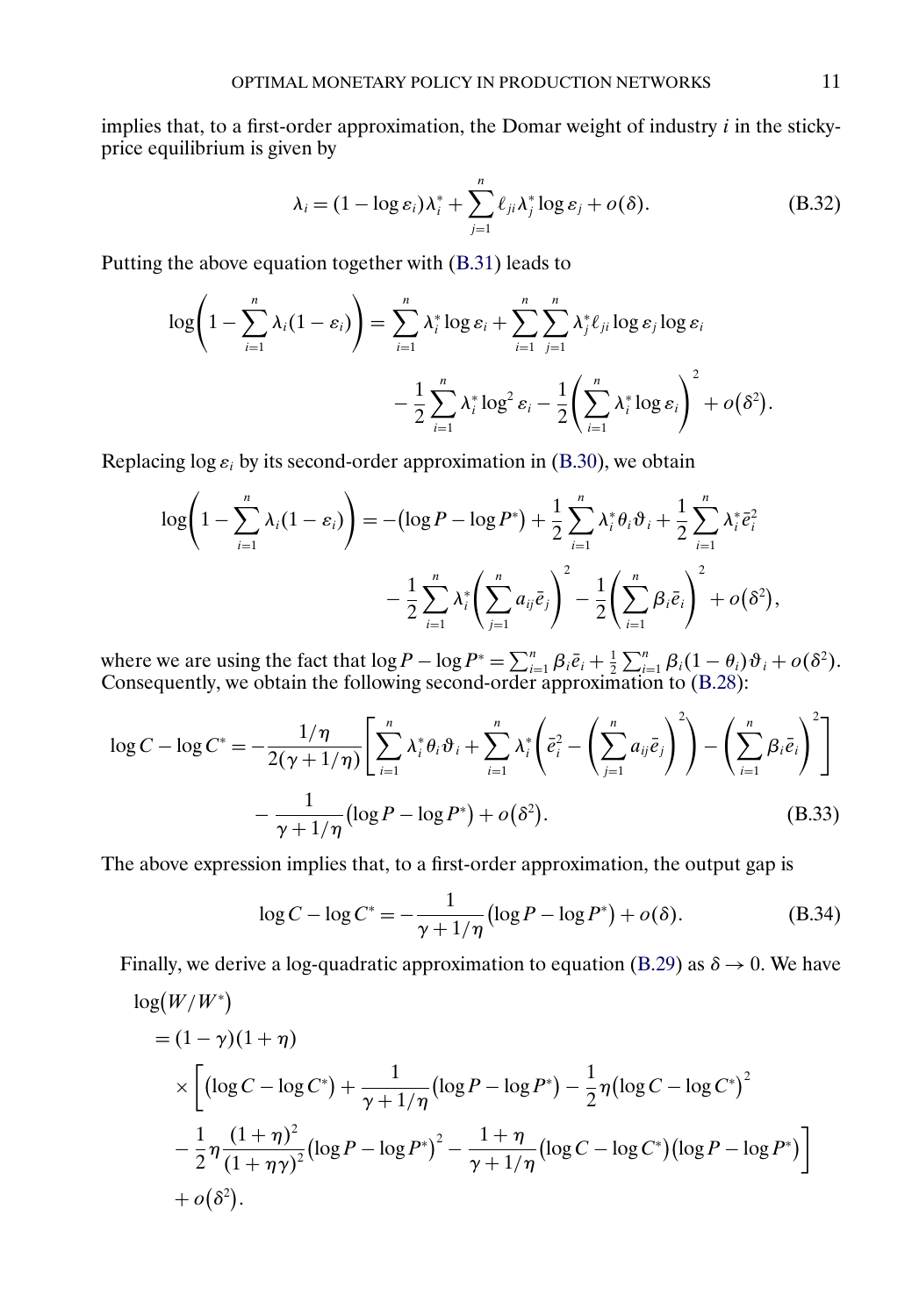implies that, to a first-order approximation, the Domar weight of industry $i$ in the sticky-price equilibrium is given by

$$\lambda_i = (1 - \log \varepsilon_i)\lambda_i^* + \sum_{j=1}^{n} \ell_{ji}\lambda_j^* \log \varepsilon_j + o(\delta). \tag{B.32}$$

Putting the above equation together with (B.31) leads to

$$\log\left(1 - \sum_{i=1}^{n} \lambda_i(1 - \varepsilon_i)\right) = \sum_{i=1}^{n} \lambda_i^* \log \varepsilon_i + \sum_{i=1}^{n}\sum_{j=1}^{n} \lambda_j^* \ell_{ji} \log \varepsilon_j \log \varepsilon_i - \frac{1}{2}\sum_{i=1}^{n} \lambda_i^* \log^2 \varepsilon_i - \frac{1}{2}\left(\sum_{i=1}^{n} \lambda_i^* \log \varepsilon_i\right)^2 + o(\delta^2).$$

Replacing $\log \varepsilon_i$ by its second-order approximation in (B.30), we obtain

$$\log\left(1 - \sum_{i=1}^{n} \lambda_i(1 - \varepsilon_i)\right) = -(\log P - \log P^*) + \frac{1}{2}\sum_{i=1}^{n} \lambda_i^* \theta_i \vartheta_i + \frac{1}{2}\sum_{i=1}^{n} \lambda_i^* \bar{e}_i^2 - \frac{1}{2}\sum_{i=1}^{n} \lambda_i^*\left(\sum_{j=1}^{n} a_{ij}\bar{e}_j\right)^2 - \frac{1}{2}\left(\sum_{i=1}^{n} \beta_i \bar{e}_i\right)^2 + o(\delta^2),$$

where we are using the fact that $\log P - \log P^* = \sum_{i=1}^{n} \beta_i \bar{e}_i + \frac{1}{2}\sum_{i=1}^{n} \beta_i(1 - \theta_i)\vartheta_i + o(\delta^2)$. Consequently, we obtain the following second-order approximation to (B.28):

$$\log C - \log C^* = -\frac{1/\eta}{2(\gamma + 1/\eta)}\left[\sum_{i=1}^{n} \lambda_i^* \theta_i \vartheta_i + \sum_{i=1}^{n} \lambda_i^*\left(\bar{e}_i^2 - \left(\sum_{j=1}^{n} a_{ij}\bar{e}_j\right)^2\right) - \left(\sum_{i=1}^{n} \beta_i \bar{e}_i\right)^2\right] - \frac{1}{\gamma + 1/\eta}(\log P - \log P^*) + o(\delta^2). \tag{B.33}$$

The above expression implies that, to a first-order approximation, the output gap is

$$\log C - \log C^* = -\frac{1}{\gamma + 1/\eta}(\log P - \log P^*) + o(\delta). \tag{B.34}$$

Finally, we derive a log-quadratic approximation to equation (B.29) as $\delta \to 0$. We have

$$\begin{aligned}
&\log(W/W^*) \\
&= (1 - \gamma)(1 + \eta) \\
&\quad \times \left[(\log C - \log C^*) + \frac{1}{\gamma + 1/\eta}(\log P - \log P^*) - \frac{1}{2}\eta(\log C - \log C^*)^2 \right. \\
&\quad \left. - \frac{1}{2}\eta\frac{(1 + \eta)^2}{(1 + \eta\gamma)^2}(\log P - \log P^*)^2 - \frac{1 + \eta}{\gamma + 1/\eta}(\log C - \log C^*)(\log P - \log P^*)\right] \\
&\quad + o(\delta^2).
\end{aligned}$$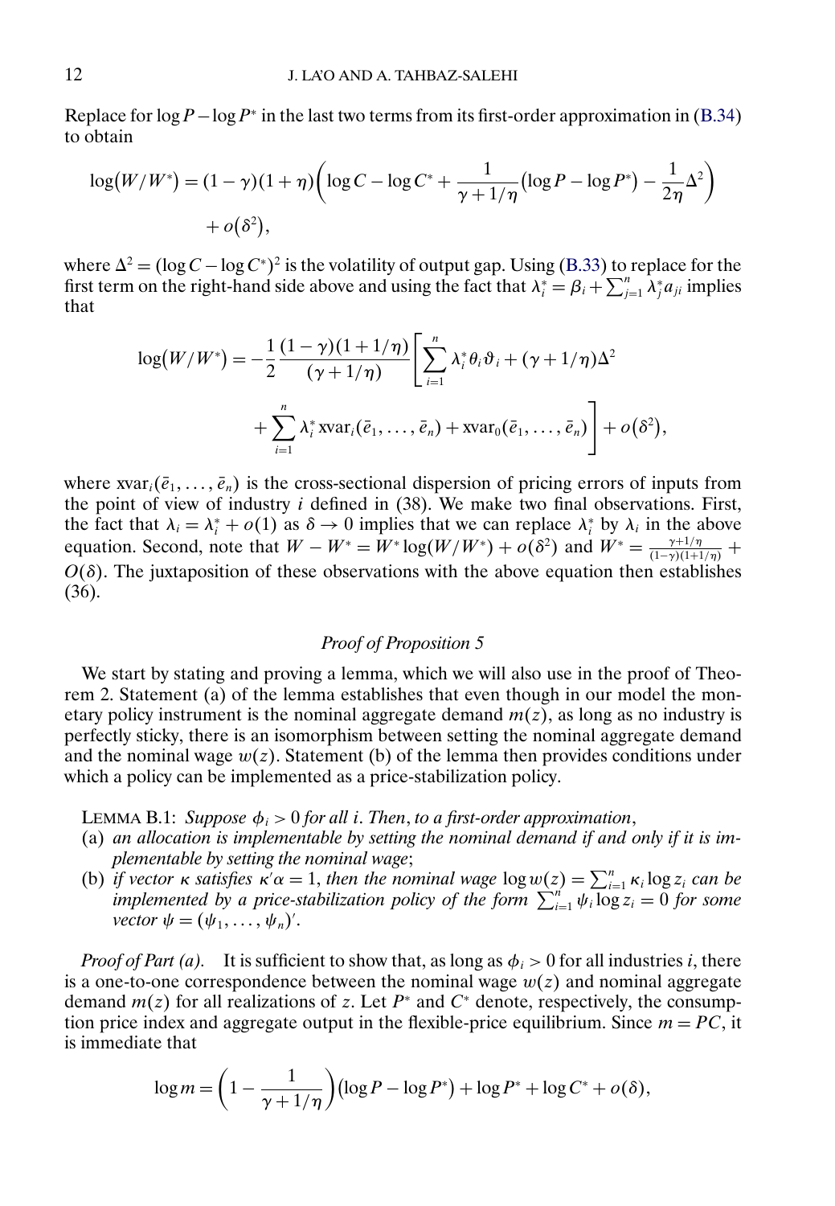Replace for $\log P - \log P^*$ in the last two terms from its first-order approximation in (B.34) to obtain

$$\log(W/W^*) = (1-\gamma)(1+\eta)\left(\log C - \log C^* + \frac{1}{\gamma + 1/\eta}(\log P - \log P^*) - \frac{1}{2\eta}\Delta^2\right) + o(\delta^2),$$

where $\Delta^2 = (\log C - \log C^*)^2$ is the volatility of output gap. Using (B.33) to replace for the first term on the right-hand side above and using the fact that $\lambda_i^* = \beta_i + \sum_{j=1}^n \lambda_j^* a_{ji}$ implies that

$$\log(W/W^*) = -\frac{1}{2}\frac{(1-\gamma)(1+1/\eta)}{(\gamma+1/\eta)}\left[\sum_{i=1}^n \lambda_i^* \theta_i \vartheta_i + (\gamma + 1/\eta)\Delta^2 + \sum_{i=1}^n \lambda_i^* \operatorname{xvar}_i(\bar{e}_1, \dots, \bar{e}_n) + \operatorname{xvar}_0(\bar{e}_1, \dots, \bar{e}_n)\right] + o(\delta^2),$$

where $\operatorname{xvar}_i(\bar{e}_1, \dots, \bar{e}_n)$ is the cross-sectional dispersion of pricing errors of inputs from the point of view of industry $i$ defined in (38). We make two final observations. First, the fact that $\lambda_i = \lambda_i^* + o(1)$ as $\delta \to 0$ implies that we can replace $\lambda_i^*$ by $\lambda_i$ in the above equation. Second, note that $W - W^* = W^* \log(W/W^*) + o(\delta^2)$ and $W^* = \frac{\gamma+1/\eta}{(1-\gamma)(1+1/\eta)} + O(\delta)$. The juxtaposition of these observations with the above equation then establishes (36).

## *Proof of Proposition 5*

We start by stating and proving a lemma, which we will also use in the proof of Theorem 2. Statement (a) of the lemma establishes that even though in our model the monetary policy instrument is the nominal aggregate demand $m(z)$, as long as no industry is perfectly sticky, there is an isomorphism between setting the nominal aggregate demand and the nominal wage $w(z)$. Statement (b) of the lemma then provides conditions under which a policy can be implemented as a price-stabilization policy.

LEMMA B.1: *Suppose $\phi_i > 0$ for all $i$. Then, to a first-order approximation,*

(a) *an allocation is implementable by setting the nominal demand if and only if it is implementable by setting the nominal wage;*

(b) *if vector $\kappa$ satisfies $\kappa'\alpha = 1$, then the nominal wage $\log w(z) = \sum_{i=1}^n \kappa_i \log z_i$ can be implemented by a price-stabilization policy of the form $\sum_{i=1}^n \psi_i \log z_i = 0$ for some vector $\psi = (\psi_1, \dots, \psi_n)'$.*

*Proof of Part (a).* It is sufficient to show that, as long as $\phi_i > 0$ for all industries $i$, there is a one-to-one correspondence between the nominal wage $w(z)$ and nominal aggregate demand $m(z)$ for all realizations of $z$. Let $P^*$ and $C^*$ denote, respectively, the consumption price index and aggregate output in the flexible-price equilibrium. Since $m = PC$, it is immediate that

$$\log m = \left(1 - \frac{1}{\gamma + 1/\eta}\right)(\log P - \log P^*) + \log P^* + \log C^* + o(\delta),$$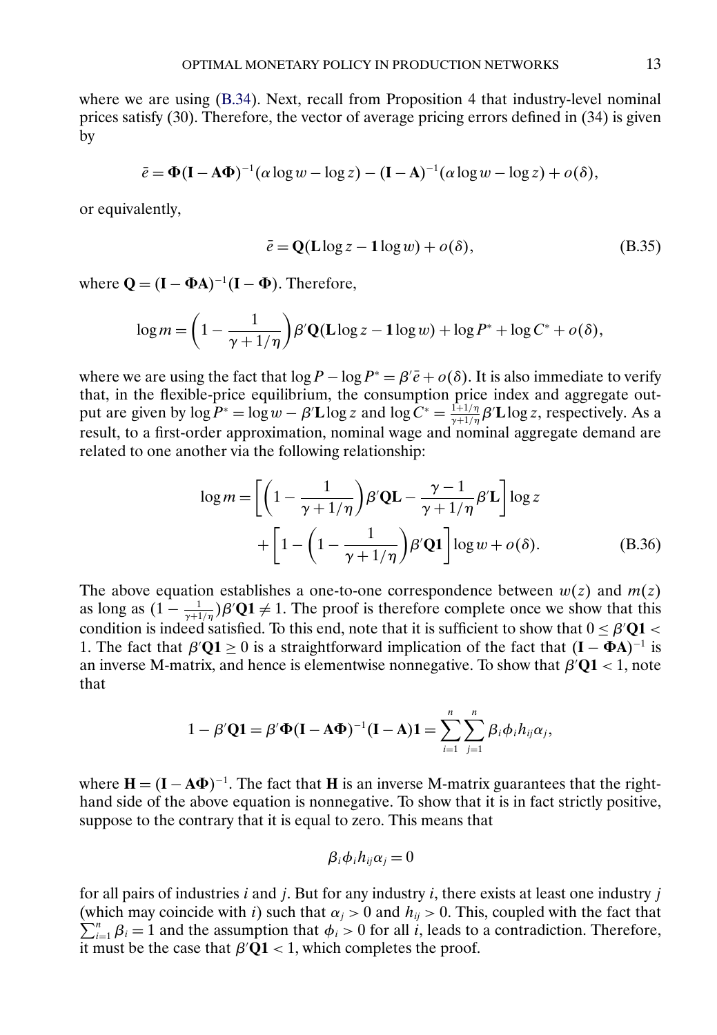where we are using (B.34). Next, recall from Proposition 4 that industry-level nominal prices satisfy (30). Therefore, the vector of average pricing errors defined in (34) is given by

$$\bar{e} = \mathbf{\Phi}(\mathbf{I} - \mathbf{A}\mathbf{\Phi})^{-1}(\alpha \log w - \log z) - (\mathbf{I} - \mathbf{A})^{-1}(\alpha \log w - \log z) + o(\delta),$$

or equivalently,

$$\bar{e} = \mathbf{Q}(\mathbf{L} \log z - \mathbf{1} \log w) + o(\delta), \tag{B.35}$$

where $\mathbf{Q} = (\mathbf{I} - \mathbf{\Phi}\mathbf{A})^{-1}(\mathbf{I} - \mathbf{\Phi})$. Therefore,

$$\log m = \left(1 - \frac{1}{\gamma + 1/\eta}\right)\beta' \mathbf{Q}(\mathbf{L} \log z - \mathbf{1} \log w) + \log P^* + \log C^* + o(\delta),$$

where we are using the fact that $\log P - \log P^* = \beta' \bar{e} + o(\delta)$. It is also immediate to verify that, in the flexible-price equilibrium, the consumption price index and aggregate output are given by $\log P^* = \log w - \beta' \mathbf{L} \log z$ and $\log C^* = \frac{1+1/\eta}{\gamma + 1/\eta}\beta' \mathbf{L} \log z$, respectively. As a result, to a first-order approximation, nominal wage and nominal aggregate demand are related to one another via the following relationship:

$$\begin{aligned}\log m = &\left[\left(1 - \frac{1}{\gamma + 1/\eta}\right)\beta' \mathbf{Q}\mathbf{L} - \frac{\gamma - 1}{\gamma + 1/\eta}\beta' \mathbf{L}\right]\log z \\ &+ \left[1 - \left(1 - \frac{1}{\gamma + 1/\eta}\right)\beta' \mathbf{Q}\mathbf{1}\right]\log w + o(\delta).\end{aligned} \tag{B.36}$$

The above equation establishes a one-to-one correspondence between $w(z)$ and $m(z)$ as long as $(1 - \frac{1}{\gamma + 1/\eta})\beta' \mathbf{Q}\mathbf{1} \neq 1$. The proof is therefore complete once we show that this condition is indeed satisfied. To this end, note that it is sufficient to show that $0 \leq \beta' \mathbf{Q}\mathbf{1} < 1$. The fact that $\beta' \mathbf{Q}\mathbf{1} \geq 0$ is a straightforward implication of the fact that $(\mathbf{I} - \mathbf{\Phi}\mathbf{A})^{-1}$ is an inverse M-matrix, and hence is elementwise nonnegative. To show that $\beta' \mathbf{Q}\mathbf{1} < 1$, note that

$$1 - \beta' \mathbf{Q}\mathbf{1} = \beta' \mathbf{\Phi}(\mathbf{I} - \mathbf{A}\mathbf{\Phi})^{-1}(\mathbf{I} - \mathbf{A})\mathbf{1} = \sum_{i=1}^{n}\sum_{j=1}^{n} \beta_i \phi_i h_{ij} \alpha_j,$$

where $\mathbf{H} = (\mathbf{I} - \mathbf{A}\mathbf{\Phi})^{-1}$. The fact that $\mathbf{H}$ is an inverse M-matrix guarantees that the right-hand side of the above equation is nonnegative. To show that it is in fact strictly positive, suppose to the contrary that it is equal to zero. This means that

$$\beta_i \phi_i h_{ij} \alpha_j = 0$$

for all pairs of industries $i$ and $j$. But for any industry $i$, there exists at least one industry $j$ (which may coincide with $i$) such that $\alpha_j > 0$ and $h_{ij} > 0$. This, coupled with the fact that $\sum_{i=1}^{n} \beta_i = 1$ and the assumption that $\phi_i > 0$ for all $i$, leads to a contradiction. Therefore, it must be the case that $\beta' \mathbf{Q}\mathbf{1} < 1$, which completes the proof.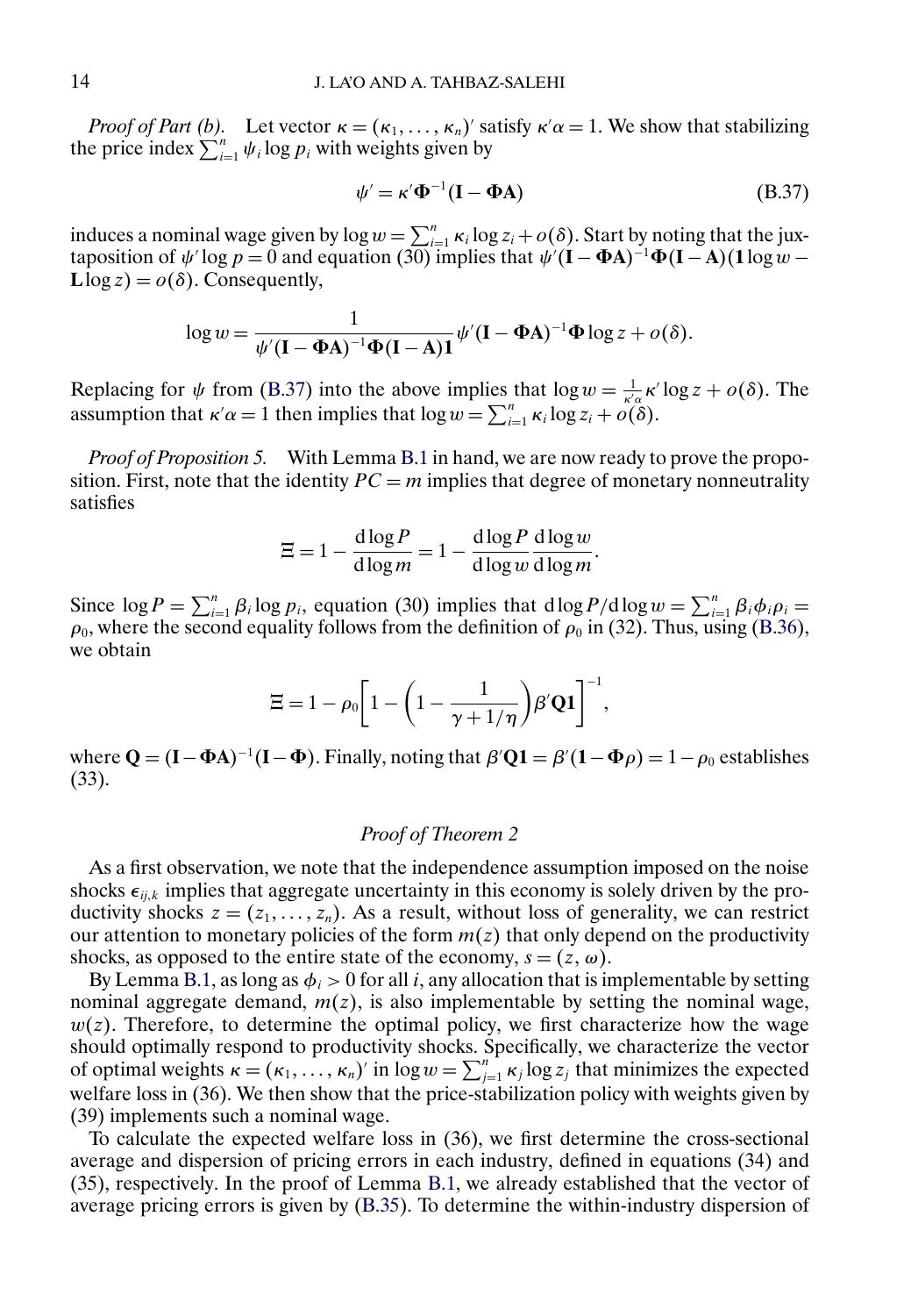*Proof of Part (b).* Let vector $\kappa = (\kappa_1, \dots, \kappa_n)'$ satisfy $\kappa'\alpha = 1$. We show that stabilizing the price index $\sum_{i=1}^n \psi_i \log p_i$ with weights given by

$$\psi' = \kappa'\mathbf{\Phi}^{-1}(\mathbf{I} - \mathbf{\Phi}\mathbf{A}) \tag{B.37}$$

induces a nominal wage given by $\log w = \sum_{i=1}^n \kappa_i \log z_i + o(\delta)$. Start by noting that the juxtaposition of $\psi' \log p = 0$ and equation (30) implies that $\psi'(\mathbf{I} - \mathbf{\Phi}\mathbf{A})^{-1}\mathbf{\Phi}(\mathbf{I} - \mathbf{A})(\mathbf{1}\log w - \mathbf{L}\log z) = o(\delta)$. Consequently,

$$\log w = \frac{1}{\psi'(\mathbf{I} - \mathbf{\Phi}\mathbf{A})^{-1}\mathbf{\Phi}(\mathbf{I} - \mathbf{A})\mathbf{1}} \psi'(\mathbf{I} - \mathbf{\Phi}\mathbf{A})^{-1}\mathbf{\Phi}\log z + o(\delta).$$

Replacing for $\psi$ from (B.37) into the above implies that $\log w = \frac{1}{\kappa'\alpha}\kappa' \log z + o(\delta)$. The assumption that $\kappa'\alpha = 1$ then implies that $\log w = \sum_{i=1}^n \kappa_i \log z_i + o(\delta)$.

*Proof of Proposition 5.* With Lemma B.1 in hand, we are now ready to prove the proposition. First, note that the identity $PC = m$ implies that degree of monetary nonneutrality satisfies

$$\Xi = 1 - \frac{\mathrm{d}\log P}{\mathrm{d}\log m} = 1 - \frac{\mathrm{d}\log P}{\mathrm{d}\log w}\frac{\mathrm{d}\log w}{\mathrm{d}\log m}.$$

Since $\log P = \sum_{i=1}^n \beta_i \log p_i$, equation (30) implies that $\mathrm{d}\log P/\mathrm{d}\log w = \sum_{i=1}^n \beta_i \phi_i \rho_i = \rho_0$, where the second equality follows from the definition of $\rho_0$ in (32). Thus, using (B.36), we obtain

$$\Xi = 1 - \rho_0\left[1 - \left(1 - \frac{1}{\gamma + 1/\eta}\right)\beta'\mathbf{Q}\mathbf{1}\right]^{-1},$$

where $\mathbf{Q} = (\mathbf{I} - \mathbf{\Phi}\mathbf{A})^{-1}(\mathbf{I} - \mathbf{\Phi})$. Finally, noting that $\beta'\mathbf{Q}\mathbf{1} = \beta'(\mathbf{1} - \mathbf{\Phi}\rho) = 1 - \rho_0$ establishes (33).

### *Proof of Theorem 2*

As a first observation, we note that the independence assumption imposed on the noise shocks $\epsilon_{ij,k}$ implies that aggregate uncertainty in this economy is solely driven by the productivity shocks $z = (z_1, \dots, z_n)$. As a result, without loss of generality, we can restrict our attention to monetary policies of the form $m(z)$ that only depend on the productivity shocks, as opposed to the entire state of the economy, $s = (z, \omega)$.

By Lemma B.1, as long as $\phi_i > 0$ for all $i$, any allocation that is implementable by setting nominal aggregate demand, $m(z)$, is also implementable by setting the nominal wage, $w(z)$. Therefore, to determine the optimal policy, we first characterize how the wage should optimally respond to productivity shocks. Specifically, we characterize the vector of optimal weights $\kappa = (\kappa_1, \dots, \kappa_n)'$ in $\log w = \sum_{j=1}^n \kappa_j \log z_j$ that minimizes the expected welfare loss in (36). We then show that the price-stabilization policy with weights given by (39) implements such a nominal wage.

To calculate the expected welfare loss in (36), we first determine the cross-sectional average and dispersion of pricing errors in each industry, defined in equations (34) and (35), respectively. In the proof of Lemma B.1, we already established that the vector of average pricing errors is given by (B.35). To determine the within-industry dispersion of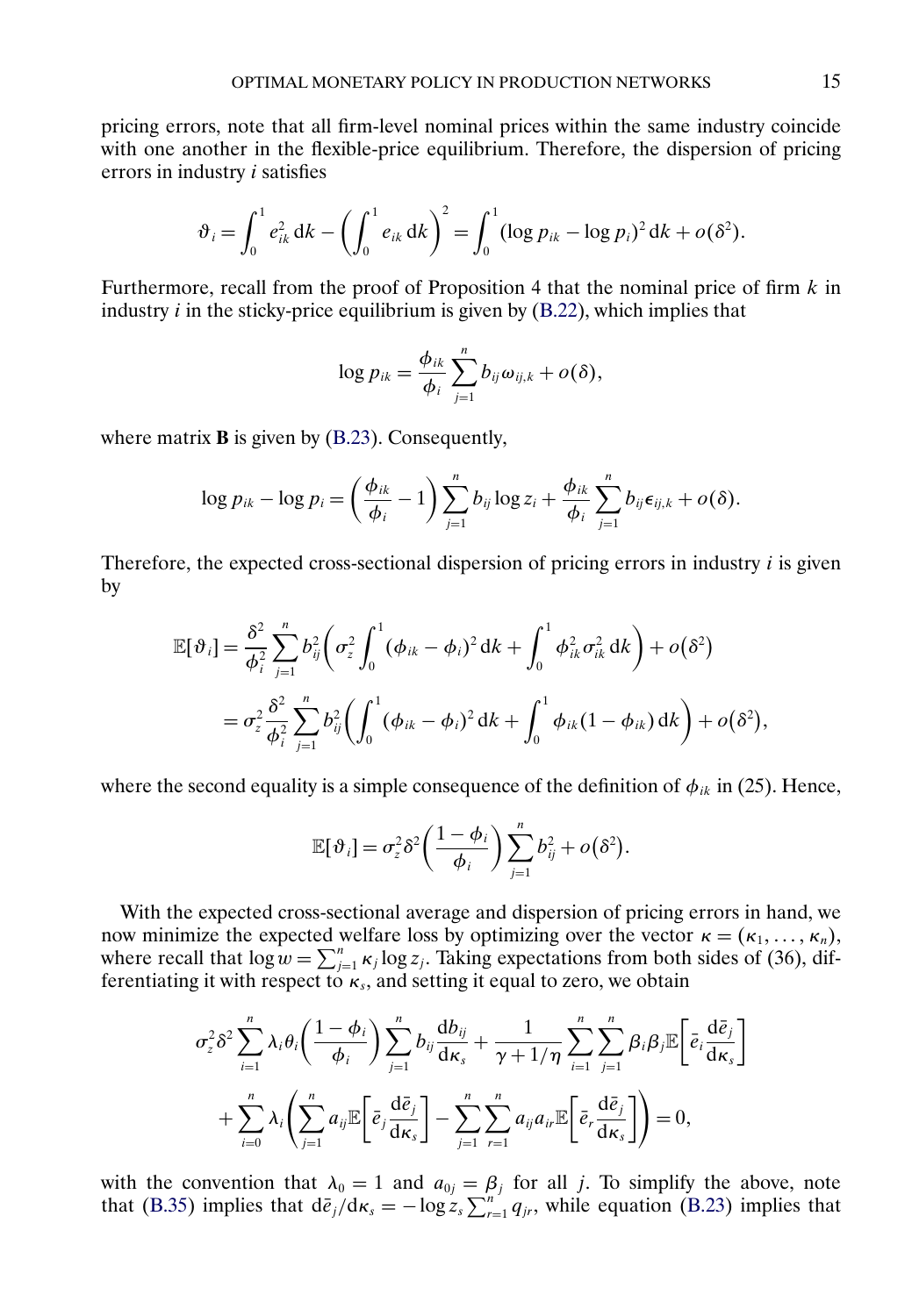pricing errors, note that all firm-level nominal prices within the same industry coincide with one another in the flexible-price equilibrium. Therefore, the dispersion of pricing errors in industry $i$ satisfies

$$\vartheta_i = \int_0^1 e_{ik}^2 \,\mathrm{d}k - \left(\int_0^1 e_{ik}\,\mathrm{d}k\right)^2 = \int_0^1 (\log p_{ik} - \log p_i)^2 \,\mathrm{d}k + o(\delta^2).$$

Furthermore, recall from the proof of Proposition 4 that the nominal price of firm $k$ in industry $i$ in the sticky-price equilibrium is given by (B.22), which implies that

$$\log p_{ik} = \frac{\phi_{ik}}{\phi_i}\sum_{j=1}^n b_{ij}\omega_{ij,k} + o(\delta),$$

where matrix $\mathbf{B}$ is given by (B.23). Consequently,

$$\log p_{ik} - \log p_i = \left(\frac{\phi_{ik}}{\phi_i} - 1\right)\sum_{j=1}^n b_{ij}\log z_i + \frac{\phi_{ik}}{\phi_i}\sum_{j=1}^n b_{ij}\epsilon_{ij,k} + o(\delta).$$

Therefore, the expected cross-sectional dispersion of pricing errors in industry $i$ is given by

$$\begin{aligned}
\mathbb{E}[\vartheta_i] &= \frac{\delta^2}{\phi_i^2}\sum_{j=1}^n b_{ij}^2\left(\sigma_z^2\int_0^1 (\phi_{ik} - \phi_i)^2\,\mathrm{d}k + \int_0^1 \phi_{ik}^2\sigma_{ik}^2\,\mathrm{d}k\right) + o(\delta^2) \\
&= \sigma_z^2\frac{\delta^2}{\phi_i^2}\sum_{j=1}^n b_{ij}^2\left(\int_0^1 (\phi_{ik} - \phi_i)^2\,\mathrm{d}k + \int_0^1 \phi_{ik}(1 - \phi_{ik})\,\mathrm{d}k\right) + o(\delta^2),
\end{aligned}$$

where the second equality is a simple consequence of the definition of $\phi_{ik}$ in (25). Hence,

$$\mathbb{E}[\vartheta_i] = \sigma_z^2\delta^2\left(\frac{1-\phi_i}{\phi_i}\right)\sum_{j=1}^n b_{ij}^2 + o(\delta^2).$$

With the expected cross-sectional average and dispersion of pricing errors in hand, we now minimize the expected welfare loss by optimizing over the vector $\kappa = (\kappa_1, \dots, \kappa_n)$, where recall that $\log w = \sum_{j=1}^n \kappa_j \log z_j$. Taking expectations from both sides of (36), differentiating it with respect to $\kappa_s$, and setting it equal to zero, we obtain

$$\begin{aligned}
&\sigma_z^2\delta^2\sum_{i=1}^n \lambda_i\theta_i\left(\frac{1-\phi_i}{\phi_i}\right)\sum_{j=1}^n b_{ij}\frac{\mathrm{d}b_{ij}}{\mathrm{d}\kappa_s} + \frac{1}{\gamma + 1/\eta}\sum_{i=1}^n\sum_{j=1}^n \beta_i\beta_j\mathbb{E}\left[\bar{e}_i\frac{\mathrm{d}\bar{e}_j}{\mathrm{d}\kappa_s}\right] \\
&\quad + \sum_{i=0}^n \lambda_i\left(\sum_{j=1}^n a_{ij}\mathbb{E}\left[\bar{e}_j\frac{\mathrm{d}\bar{e}_j}{\mathrm{d}\kappa_s}\right] - \sum_{j=1}^n\sum_{r=1}^n a_{ij}a_{ir}\mathbb{E}\left[\bar{e}_r\frac{\mathrm{d}\bar{e}_j}{\mathrm{d}\kappa_s}\right]\right) = 0,
\end{aligned}$$

with the convention that $\lambda_0 = 1$ and $a_{0j} = \beta_j$ for all $j$. To simplify the above, note that (B.35) implies that $\mathrm{d}\bar{e}_j/\mathrm{d}\kappa_s = -\log z_s\sum_{r=1}^n q_{jr}$, while equation (B.23) implies that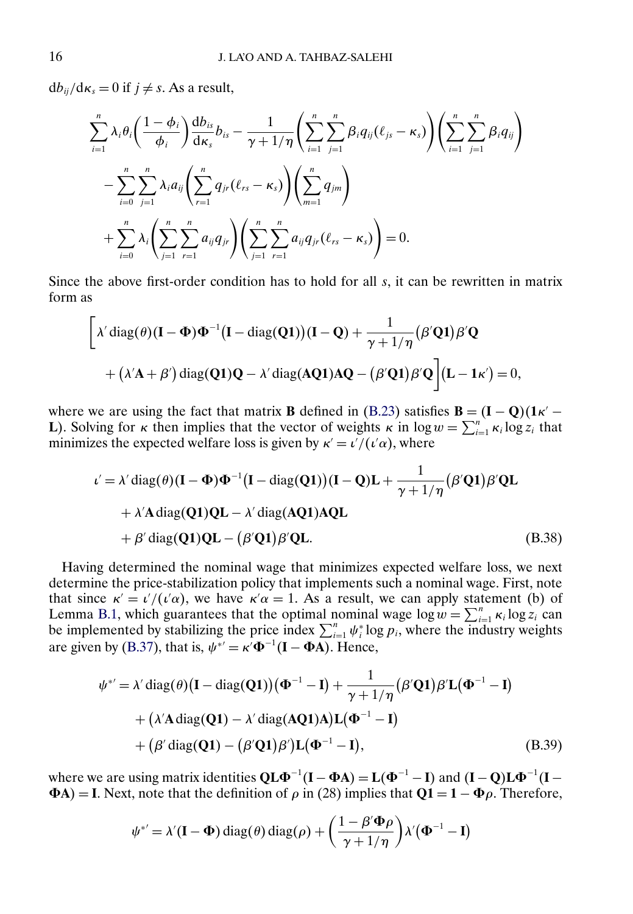$\mathrm{d}b_{ij}/\mathrm{d}\kappa_s = 0$ if $j \neq s$. As a result,

$$
\begin{aligned}
&\sum_{i=1}^{n} \lambda_i \theta_i \left(\frac{1-\phi_i}{\phi_i}\right) \frac{\mathrm{d}b_{is}}{\mathrm{d}\kappa_s} b_{is} - \frac{1}{\gamma + 1/\eta} \left( \sum_{i=1}^{n} \sum_{j=1}^{n} \beta_i q_{ij} (\ell_{js} - \kappa_s) \right) \left( \sum_{i=1}^{n} \sum_{j=1}^{n} \beta_i q_{ij} \right) \\
&\quad - \sum_{i=0}^{n} \sum_{j=1}^{n} \lambda_i a_{ij} \left( \sum_{r=1}^{n} q_{jr} (\ell_{rs} - \kappa_s) \right) \left( \sum_{m=1}^{n} q_{jm} \right) \\
&\quad + \sum_{i=0}^{n} \lambda_i \left( \sum_{j=1}^{n} \sum_{r=1}^{n} a_{ij} q_{jr} \right) \left( \sum_{j=1}^{n} \sum_{r=1}^{n} a_{ij} q_{jr} (\ell_{rs} - \kappa_s) \right) = 0.
\end{aligned}
$$

Since the above first-order condition has to hold for all $s$, it can be rewritten in matrix form as

$$
\begin{aligned}
&\bigg[ \lambda' \operatorname{diag}(\theta)(\mathbf{I} - \mathbf{\Phi})\mathbf{\Phi}^{-1}\big(\mathbf{I} - \operatorname{diag}(\mathbf{Q1})\big)(\mathbf{I} - \mathbf{Q}) + \frac{1}{\gamma + 1/\eta}\big(\beta'\mathbf{Q1}\big)\beta'\mathbf{Q} \\
&\quad + \big(\lambda'\mathbf{A} + \beta'\big)\operatorname{diag}(\mathbf{Q1})\mathbf{Q} - \lambda' \operatorname{diag}(\mathbf{AQ1})\mathbf{AQ} - \big(\beta'\mathbf{Q1}\big)\beta'\mathbf{Q} \bigg] \big(\mathbf{L} - \mathbf{1}\kappa'\big) = 0,
\end{aligned}
$$

where we are using the fact that matrix $\mathbf{B}$ defined in (B.23) satisfies $\mathbf{B} = (\mathbf{I} - \mathbf{Q})(\mathbf{1}\kappa' - \mathbf{L})$. Solving for $\kappa$ then implies that the vector of weights $\kappa$ in $\log w = \sum_{i=1}^{n} \kappa_i \log z_i$ that minimizes the expected welfare loss is given by $\kappa' = \iota'/(\iota'\alpha)$, where

$$
\begin{aligned}
\iota' &= \lambda' \operatorname{diag}(\theta)(\mathbf{I} - \mathbf{\Phi})\mathbf{\Phi}^{-1}\big(\mathbf{I} - \operatorname{diag}(\mathbf{Q1})\big)(\mathbf{I} - \mathbf{Q})\mathbf{L} + \frac{1}{\gamma + 1/\eta}\big(\beta'\mathbf{Q1}\big)\beta'\mathbf{QL} \\
&\quad + \lambda'\mathbf{A}\operatorname{diag}(\mathbf{Q1})\mathbf{QL} - \lambda' \operatorname{diag}(\mathbf{AQ1})\mathbf{AQL} \\
&\quad + \beta' \operatorname{diag}(\mathbf{Q1})\mathbf{QL} - \big(\beta'\mathbf{Q1}\big)\beta'\mathbf{QL}.
\end{aligned} \tag{B.38}
$$

Having determined the nominal wage that minimizes expected welfare loss, we next determine the price-stabilization policy that implements such a nominal wage. First, note that since $\kappa' = \iota'/(\iota'\alpha)$, we have $\kappa'\alpha = 1$. As a result, we can apply statement (b) of Lemma B.1, which guarantees that the optimal nominal wage $\log w = \sum_{i=1}^{n} \kappa_i \log z_i$ can be implemented by stabilizing the price index $\sum_{i=1}^{n} \psi_i^* \log p_i$, where the industry weights are given by (B.37), that is, $\psi^{*\prime} = \kappa'\mathbf{\Phi}^{-1}(\mathbf{I} - \mathbf{\Phi A})$. Hence,

$$
\begin{aligned}
\psi^{*\prime} &= \lambda' \operatorname{diag}(\theta)\big(\mathbf{I} - \operatorname{diag}(\mathbf{Q1})\big)\big(\mathbf{\Phi}^{-1} - \mathbf{I}\big) + \frac{1}{\gamma + 1/\eta}\big(\beta'\mathbf{Q1}\big)\beta'\mathbf{L}\big(\mathbf{\Phi}^{-1} - \mathbf{I}\big) \\
&\quad + \big(\lambda'\mathbf{A}\operatorname{diag}(\mathbf{Q1}) - \lambda' \operatorname{diag}(\mathbf{AQ1})\mathbf{A}\big)\mathbf{L}\big(\mathbf{\Phi}^{-1} - \mathbf{I}\big) \\
&\quad + \big(\beta' \operatorname{diag}(\mathbf{Q1}) - \big(\beta'\mathbf{Q1}\big)\beta'\big)\mathbf{L}\big(\mathbf{\Phi}^{-1} - \mathbf{I}\big),
\end{aligned} \tag{B.39}
$$

where we are using matrix identities $\mathbf{QL\Phi}^{-1}(\mathbf{I} - \mathbf{\Phi A}) = \mathbf{L}(\mathbf{\Phi}^{-1} - \mathbf{I})$ and $(\mathbf{I} - \mathbf{Q})\mathbf{L\Phi}^{-1}(\mathbf{I} - \mathbf{\Phi A}) = \mathbf{I}$. Next, note that the definition of $\rho$ in (28) implies that $\mathbf{Q1} = \mathbf{1} - \mathbf{\Phi}\rho$. Therefore,

$$
\psi^{*\prime} = \lambda'(\mathbf{I} - \mathbf{\Phi}) \operatorname{diag}(\theta) \operatorname{diag}(\rho) + \left(\frac{1 - \beta'\mathbf{\Phi}\rho}{\gamma + 1/\eta}\right) \lambda'\big(\mathbf{\Phi}^{-1} - \mathbf{I}\big)
$$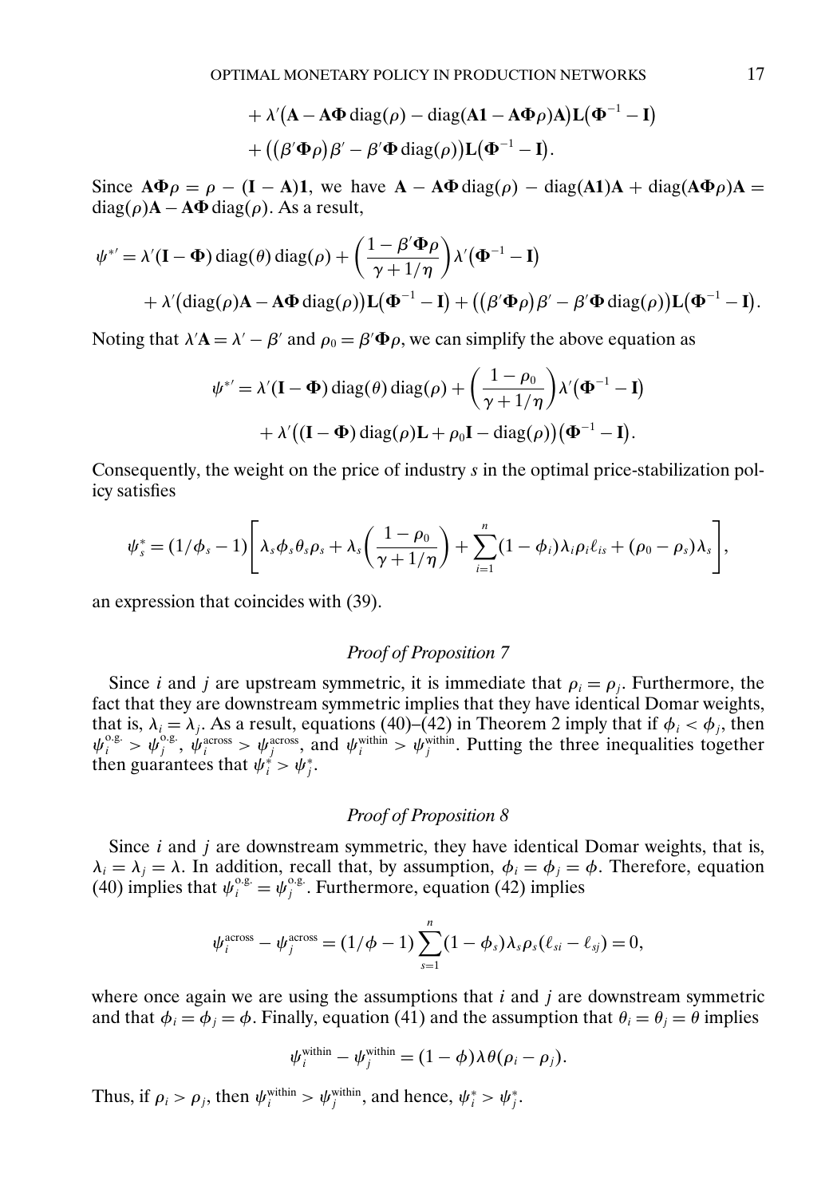$$+ \lambda'\big(\mathbf{A} - \mathbf{A\Phi}\operatorname{diag}(\rho) - \operatorname{diag}(\mathbf{A1} - \mathbf{A\Phi}\rho)\mathbf{A}\big)\mathbf{L}\big(\mathbf{\Phi}^{-1} - \mathbf{I}\big)$$

$$+ \big(\big(\beta'\mathbf{\Phi}\rho\big)\beta' - \beta'\mathbf{\Phi}\operatorname{diag}(\rho)\big)\mathbf{L}\big(\mathbf{\Phi}^{-1} - \mathbf{I}\big).$$

Since $\mathbf{A\Phi}\rho = \rho - (\mathbf{I} - \mathbf{A})\mathbf{1}$, we have $\mathbf{A} - \mathbf{A\Phi}\operatorname{diag}(\rho) - \operatorname{diag}(\mathbf{A1})\mathbf{A} + \operatorname{diag}(\mathbf{A\Phi}\rho)\mathbf{A} = \operatorname{diag}(\rho)\mathbf{A} - \mathbf{A\Phi}\operatorname{diag}(\rho)$. As a result,

$$\psi^{*\prime} = \lambda'(\mathbf{I} - \mathbf{\Phi})\operatorname{diag}(\theta)\operatorname{diag}(\rho) + \left(\frac{1 - \beta'\mathbf{\Phi}\rho}{\gamma + 1/\eta}\right)\lambda'\big(\mathbf{\Phi}^{-1} - \mathbf{I}\big)$$

$$+ \lambda'\big(\operatorname{diag}(\rho)\mathbf{A} - \mathbf{A\Phi}\operatorname{diag}(\rho)\big)\mathbf{L}\big(\mathbf{\Phi}^{-1} - \mathbf{I}\big) + \big(\big(\beta'\mathbf{\Phi}\rho\big)\beta' - \beta'\mathbf{\Phi}\operatorname{diag}(\rho)\big)\mathbf{L}\big(\mathbf{\Phi}^{-1} - \mathbf{I}\big).$$

Noting that $\lambda'\mathbf{A} = \lambda' - \beta'$ and $\rho_0 = \beta'\mathbf{\Phi}\rho$, we can simplify the above equation as

$$\psi^{*\prime} = \lambda'(\mathbf{I} - \mathbf{\Phi})\operatorname{diag}(\theta)\operatorname{diag}(\rho) + \left(\frac{1 - \rho_0}{\gamma + 1/\eta}\right)\lambda'\big(\mathbf{\Phi}^{-1} - \mathbf{I}\big)$$

$$+ \lambda'\big((\mathbf{I} - \mathbf{\Phi})\operatorname{diag}(\rho)\mathbf{L} + \rho_0\mathbf{I} - \operatorname{diag}(\rho)\big)\big(\mathbf{\Phi}^{-1} - \mathbf{I}\big).$$

Consequently, the weight on the price of industry $s$ in the optimal price-stabilization policy satisfies

$$\psi_s^* = (1/\phi_s - 1)\left[\lambda_s\phi_s\theta_s\rho_s + \lambda_s\left(\frac{1 - \rho_0}{\gamma + 1/\eta}\right) + \sum_{i=1}^{n}(1 - \phi_i)\lambda_i\rho_i\ell_{is} + (\rho_0 - \rho_s)\lambda_s\right],$$

an expression that coincides with (39).

### *Proof of Proposition 7*

Since $i$ and $j$ are upstream symmetric, it is immediate that $\rho_i = \rho_j$. Furthermore, the fact that they are downstream symmetric implies that they have identical Domar weights, that is, $\lambda_i = \lambda_j$. As a result, equations (40)–(42) in Theorem 2 imply that if $\phi_i < \phi_j$, then $\psi_i^{\text{o.g.}} > \psi_j^{\text{o.g.}}$, $\psi_i^{\text{across}} > \psi_j^{\text{across}}$, and $\psi_i^{\text{within}} > \psi_j^{\text{within}}$. Putting the three inequalities together then guarantees that $\psi_i^* > \psi_j^*$.

### *Proof of Proposition 8*

Since $i$ and $j$ are downstream symmetric, they have identical Domar weights, that is, $\lambda_i = \lambda_j = \lambda$. In addition, recall that, by assumption, $\phi_i = \phi_j = \phi$. Therefore, equation (40) implies that $\psi_i^{\text{o.g.}} = \psi_j^{\text{o.g.}}$. Furthermore, equation (42) implies

$$\psi_i^{\text{across}} - \psi_j^{\text{across}} = (1/\phi - 1)\sum_{s=1}^{n}(1 - \phi_s)\lambda_s\rho_s(\ell_{si} - \ell_{sj}) = 0,$$

where once again we are using the assumptions that $i$ and $j$ are downstream symmetric and that $\phi_i = \phi_j = \phi$. Finally, equation (41) and the assumption that $\theta_i = \theta_j = \theta$ implies

$$\psi_i^{\text{within}} - \psi_j^{\text{within}} = (1 - \phi)\lambda\theta(\rho_i - \rho_j).$$

Thus, if $\rho_i > \rho_j$, then $\psi_i^{\text{within}} > \psi_j^{\text{within}}$, and hence, $\psi_i^* > \psi_j^*$.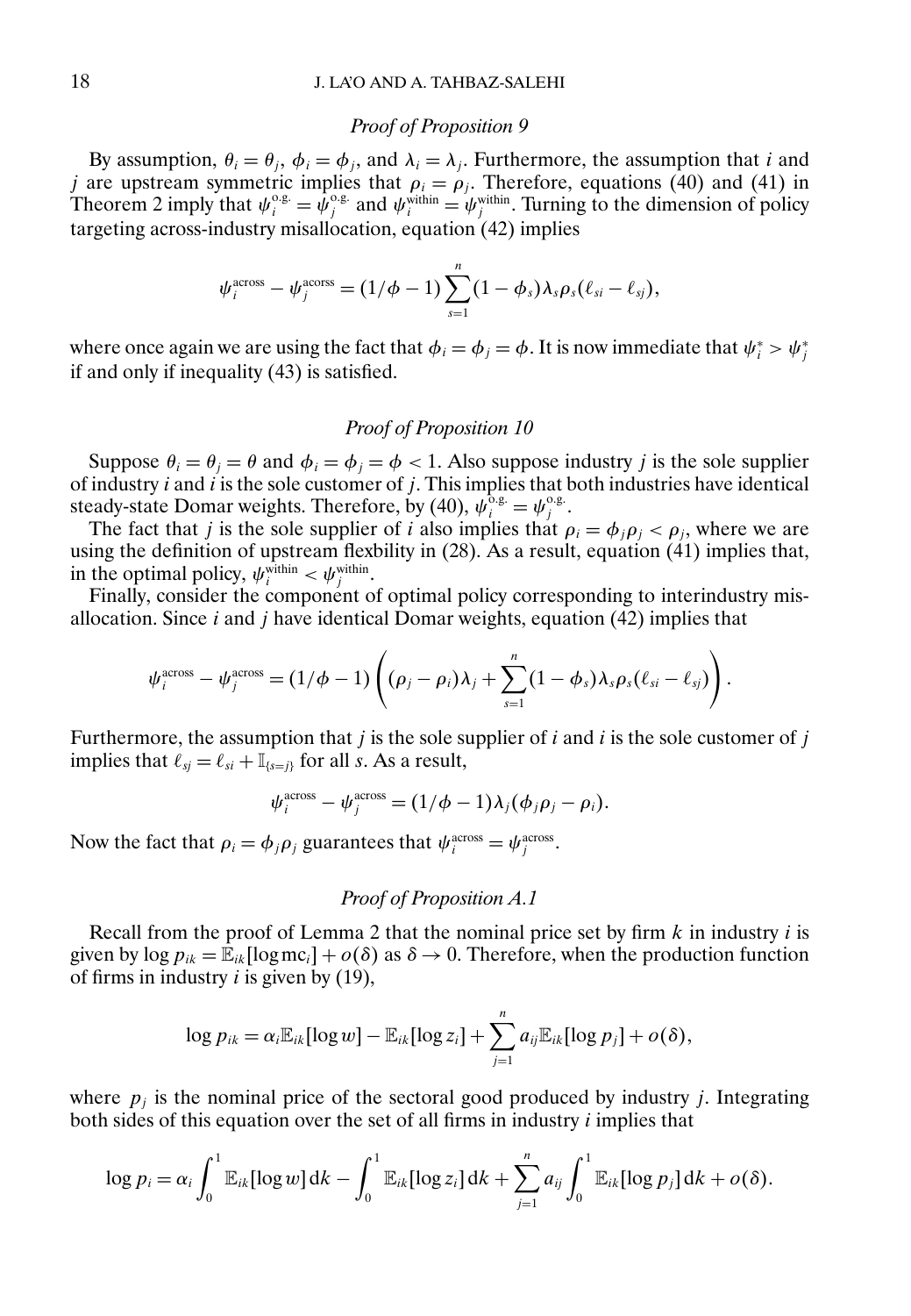### *Proof of Proposition 9*

By assumption, $\theta_i = \theta_j$, $\phi_i = \phi_j$, and $\lambda_i = \lambda_j$. Furthermore, the assumption that $i$ and $j$ are upstream symmetric implies that $\rho_i = \rho_j$. Therefore, equations (40) and (41) in Theorem 2 imply that $\psi_i^{\text{o.g.}} = \psi_j^{\text{o.g.}}$ and $\psi_i^{\text{within}} = \psi_j^{\text{within}}$. Turning to the dimension of policy targeting across-industry misallocation, equation (42) implies

$$\psi_i^{\text{across}} - \psi_j^{\text{acorss}} = (1/\phi - 1) \sum_{s=1}^{n} (1 - \phi_s) \lambda_s \rho_s (\ell_{si} - \ell_{sj}),$$

where once again we are using the fact that $\phi_i = \phi_j = \phi$. It is now immediate that $\psi_i^* > \psi_j^*$ if and only if inequality (43) is satisfied.

### *Proof of Proposition 10*

Suppose $\theta_i = \theta_j = \theta$ and $\phi_i = \phi_j = \phi < 1$. Also suppose industry $j$ is the sole supplier of industry $i$ and $i$ is the sole customer of $j$. This implies that both industries have identical steady-state Domar weights. Therefore, by (40), $\psi_i^{\text{o.g.}} = \psi_j^{\text{o.g.}}$.

The fact that $j$ is the sole supplier of $i$ also implies that $\rho_i = \phi_j \rho_j < \rho_j$, where we are using the definition of upstream flexbility in (28). As a result, equation (41) implies that, in the optimal policy, $\psi_i^{\text{within}} < \psi_j^{\text{within}}$.

Finally, consider the component of optimal policy corresponding to interindustry misallocation. Since $i$ and $j$ have identical Domar weights, equation (42) implies that

$$\psi_i^{\text{across}} - \psi_j^{\text{across}} = (1/\phi - 1) \left( (\rho_j - \rho_i) \lambda_j + \sum_{s=1}^{n} (1 - \phi_s) \lambda_s \rho_s (\ell_{si} - \ell_{sj}) \right).$$

Furthermore, the assumption that $j$ is the sole supplier of $i$ and $i$ is the sole customer of $j$ implies that $\ell_{sj} = \ell_{si} + \mathbb{I}_{\{s=j\}}$ for all $s$. As a result,

$$\psi_i^{\text{across}} - \psi_j^{\text{across}} = (1/\phi - 1) \lambda_j (\phi_j \rho_j - \rho_i).$$

Now the fact that $\rho_i = \phi_j \rho_j$ guarantees that $\psi_i^{\text{across}} = \psi_j^{\text{across}}$.

### *Proof of Proposition A.1*

Recall from the proof of Lemma 2 that the nominal price set by firm $k$ in industry $i$ is given by $\log p_{ik} = \mathbb{E}_{ik}[\log \text{mc}_i] + o(\delta)$ as $\delta \to 0$. Therefore, when the production function of firms in industry $i$ is given by (19),

$$\log p_{ik} = \alpha_i \mathbb{E}_{ik}[\log w] - \mathbb{E}_{ik}[\log z_i] + \sum_{j=1}^{n} a_{ij} \mathbb{E}_{ik}[\log p_j] + o(\delta),$$

where $p_j$ is the nominal price of the sectoral good produced by industry $j$. Integrating both sides of this equation over the set of all firms in industry $i$ implies that

$$\log p_i = \alpha_i \int_0^1 \mathbb{E}_{ik}[\log w] \, dk - \int_0^1 \mathbb{E}_{ik}[\log z_i] \, dk + \sum_{j=1}^{n} a_{ij} \int_0^1 \mathbb{E}_{ik}[\log p_j] \, dk + o(\delta).$$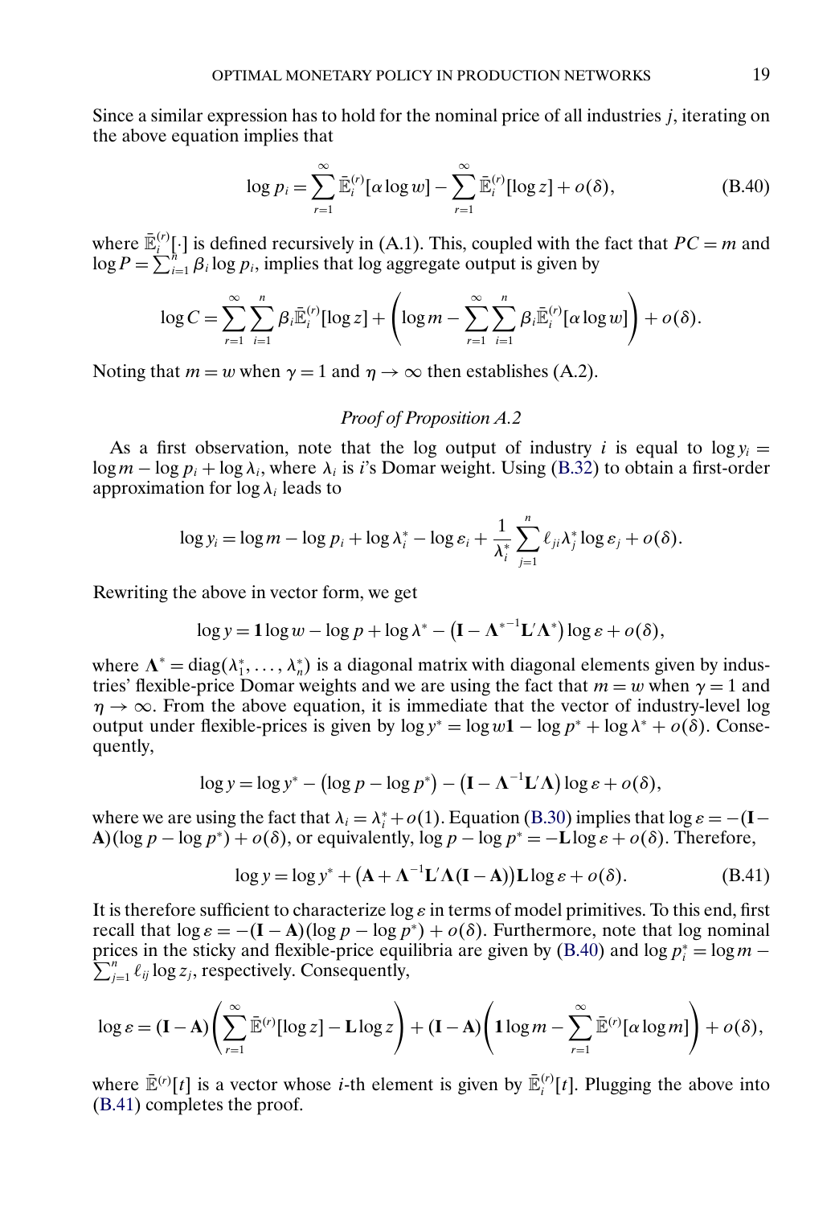Since a similar expression has to hold for the nominal price of all industries $j$, iterating on the above equation implies that

$$\log p_i = \sum_{r=1}^{\infty} \bar{\mathbb{E}}_i^{(r)}[\alpha \log w] - \sum_{r=1}^{\infty} \bar{\mathbb{E}}_i^{(r)}[\log z] + o(\delta), \tag{B.40}$$

where $\bar{\mathbb{E}}_i^{(r)}[\cdot]$ is defined recursively in (A.1). This, coupled with the fact that $PC = m$ and $\log P = \sum_{i=1}^{n} \beta_i \log p_i$, implies that log aggregate output is given by

$$\log C = \sum_{r=1}^{\infty} \sum_{i=1}^{n} \beta_i \bar{\mathbb{E}}_i^{(r)}[\log z] + \left( \log m - \sum_{r=1}^{\infty} \sum_{i=1}^{n} \beta_i \bar{\mathbb{E}}_i^{(r)}[\alpha \log w] \right) + o(\delta).$$

Noting that $m = w$ when $\gamma = 1$ and $\eta \to \infty$ then establishes (A.2).

*Proof of Proposition A.2*

As a first observation, note that the log output of industry $i$ is equal to $\log y_i = \log m - \log p_i + \log \lambda_i$, where $\lambda_i$ is $i$'s Domar weight. Using (B.32) to obtain a first-order approximation for $\log \lambda_i$ leads to

$$\log y_i = \log m - \log p_i + \log \lambda_i^* - \log \varepsilon_i + \frac{1}{\lambda_i^*} \sum_{j=1}^{n} \ell_{ji} \lambda_j^* \log \varepsilon_j + o(\delta).$$

Rewriting the above in vector form, we get

$$\log y = \mathbf{1} \log w - \log p + \log \lambda^* - \left( \mathbf{I} - \boldsymbol{\Lambda}^{*-1} \mathbf{L}' \boldsymbol{\Lambda}^* \right) \log \varepsilon + o(\delta),$$

where $\boldsymbol{\Lambda}^* = \operatorname{diag}(\lambda_1^*, \dots, \lambda_n^*)$ is a diagonal matrix with diagonal elements given by industries' flexible-price Domar weights and we are using the fact that $m = w$ when $\gamma = 1$ and $\eta \to \infty$. From the above equation, it is immediate that the vector of industry-level log output under flexible-prices is given by $\log y^* = \log w \mathbf{1} - \log p^* + \log \lambda^* + o(\delta)$. Consequently,

$$\log y = \log y^* - \left( \log p - \log p^* \right) - \left( \mathbf{I} - \boldsymbol{\Lambda}^{-1} \mathbf{L}' \boldsymbol{\Lambda} \right) \log \varepsilon + o(\delta),$$

where we are using the fact that $\lambda_i = \lambda_i^* + o(1)$. Equation (B.30) implies that $\log \varepsilon = -(\mathbf{I} - \mathbf{A})(\log p - \log p^*) + o(\delta)$, or equivalently, $\log p - \log p^* = -\mathbf{L} \log \varepsilon + o(\delta)$. Therefore,

$$\log y = \log y^* + \left( \mathbf{A} + \boldsymbol{\Lambda}^{-1} \mathbf{L}' \boldsymbol{\Lambda} (\mathbf{I} - \mathbf{A}) \right) \mathbf{L} \log \varepsilon + o(\delta). \tag{B.41}$$

It is therefore sufficient to characterize $\log \varepsilon$ in terms of model primitives. To this end, first recall that $\log \varepsilon = -(\mathbf{I} - \mathbf{A})(\log p - \log p^*) + o(\delta)$. Furthermore, note that log nominal prices in the sticky and flexible-price equilibria are given by (B.40) and $\log p_i^* = \log m - \sum_{j=1}^{n} \ell_{ij} \log z_j$, respectively. Consequently,

$$\log \varepsilon = (\mathbf{I} - \mathbf{A}) \left( \sum_{r=1}^{\infty} \bar{\mathbb{E}}^{(r)}[\log z] - \mathbf{L} \log z \right) + (\mathbf{I} - \mathbf{A}) \left( \mathbf{1} \log m - \sum_{r=1}^{\infty} \bar{\mathbb{E}}^{(r)}[\alpha \log m] \right) + o(\delta),$$

where $\bar{\mathbb{E}}^{(r)}[t]$ is a vector whose $i$-th element is given by $\bar{\mathbb{E}}_i^{(r)}[t]$. Plugging the above into (B.41) completes the proof.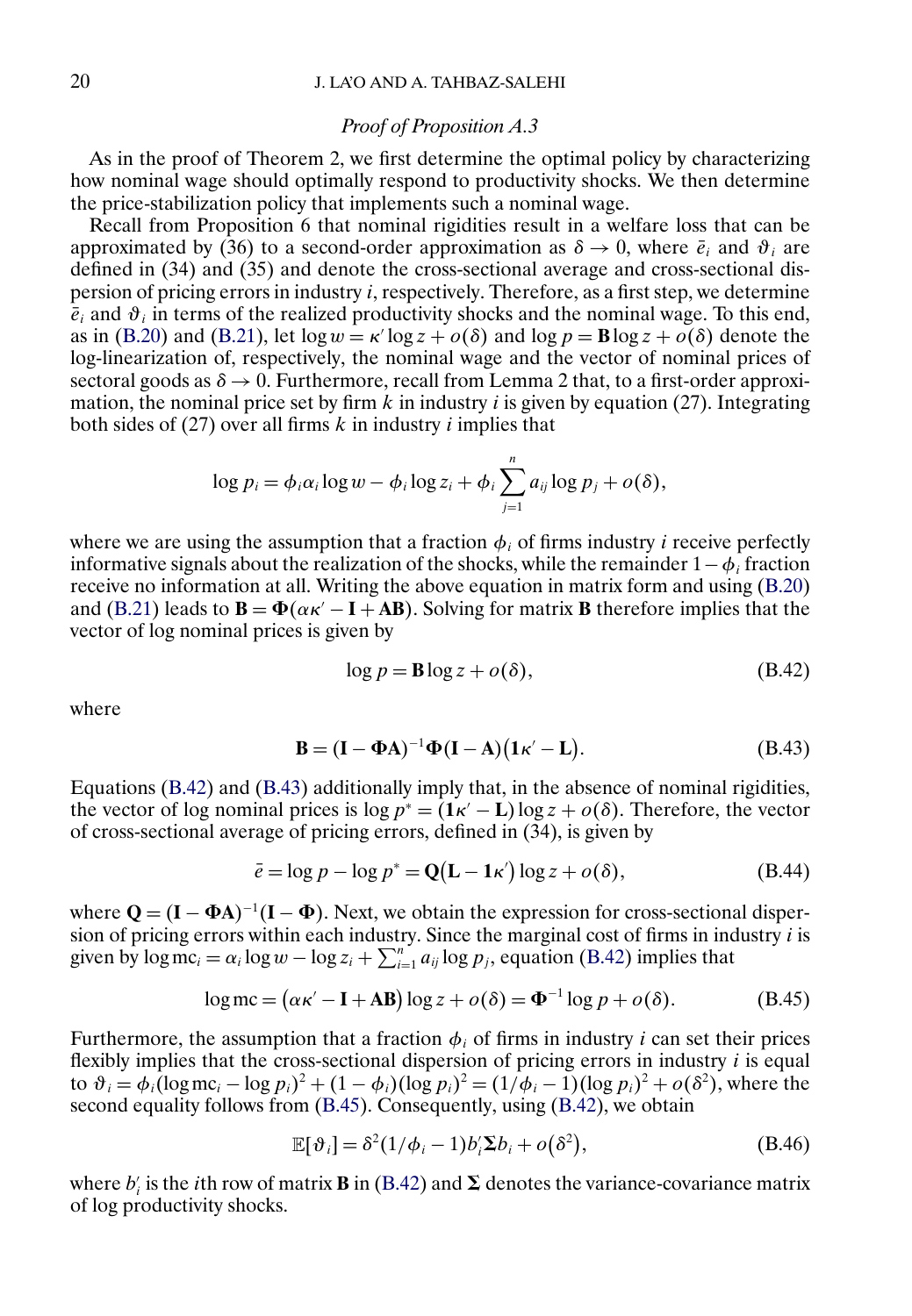*Proof of Proposition A.3*

As in the proof of Theorem 2, we first determine the optimal policy by characterizing how nominal wage should optimally respond to productivity shocks. We then determine the price-stabilization policy that implements such a nominal wage.

Recall from Proposition 6 that nominal rigidities result in a welfare loss that can be approximated by (36) to a second-order approximation as $\delta \to 0$, where $\bar{e}_i$ and $\vartheta_i$ are defined in (34) and (35) and denote the cross-sectional average and cross-sectional dispersion of pricing errors in industry $i$, respectively. Therefore, as a first step, we determine $\bar{e}_i$ and $\vartheta_i$ in terms of the realized productivity shocks and the nominal wage. To this end, as in (B.20) and (B.21), let $\log w = \kappa' \log z + o(\delta)$ and $\log p = \mathbf{B} \log z + o(\delta)$ denote the log-linearization of, respectively, the nominal wage and the vector of nominal prices of sectoral goods as $\delta \to 0$. Furthermore, recall from Lemma 2 that, to a first-order approximation, the nominal price set by firm $k$ in industry $i$ is given by equation (27). Integrating both sides of (27) over all firms $k$ in industry $i$ implies that

$$\log p_i = \phi_i \alpha_i \log w - \phi_i \log z_i + \phi_i \sum_{j=1}^{n} a_{ij} \log p_j + o(\delta),$$

where we are using the assumption that a fraction $\phi_i$ of firms industry $i$ receive perfectly informative signals about the realization of the shocks, while the remainder $1 - \phi_i$ fraction receive no information at all. Writing the above equation in matrix form and using (B.20) and (B.21) leads to $\mathbf{B} = \mathbf{\Phi}(\alpha\kappa' - \mathbf{I} + \mathbf{A}\mathbf{B})$. Solving for matrix $\mathbf{B}$ therefore implies that the vector of log nominal prices is given by

$$\log p = \mathbf{B} \log z + o(\delta), \tag{B.42}$$

where

$$\mathbf{B} = (\mathbf{I} - \mathbf{\Phi}\mathbf{A})^{-1} \mathbf{\Phi} (\mathbf{I} - \mathbf{A}) \big( \mathbf{1}\kappa' - \mathbf{L} \big). \tag{B.43}$$

Equations (B.42) and (B.43) additionally imply that, in the absence of nominal rigidities, the vector of log nominal prices is $\log p^* = (\mathbf{1}\kappa' - \mathbf{L}) \log z + o(\delta)$. Therefore, the vector of cross-sectional average of pricing errors, defined in (34), is given by

$$\bar{e} = \log p - \log p^* = \mathbf{Q} \big( \mathbf{L} - \mathbf{1}\kappa' \big) \log z + o(\delta), \tag{B.44}$$

where $\mathbf{Q} = (\mathbf{I} - \mathbf{\Phi}\mathbf{A})^{-1} (\mathbf{I} - \mathbf{\Phi})$. Next, we obtain the expression for cross-sectional dispersion of pricing errors within each industry. Since the marginal cost of firms in industry $i$ is given by $\log \text{mc}_i = \alpha_i \log w - \log z_i + \sum_{i=1}^{n} a_{ij} \log p_j$, equation (B.42) implies that

$$\log \text{mc} = \big( \alpha\kappa' - \mathbf{I} + \mathbf{A}\mathbf{B} \big) \log z + o(\delta) = \mathbf{\Phi}^{-1} \log p + o(\delta). \tag{B.45}$$

Furthermore, the assumption that a fraction $\phi_i$ of firms in industry $i$ can set their prices flexibly implies that the cross-sectional dispersion of pricing errors in industry $i$ is equal to $\vartheta_i = \phi_i (\log \text{mc}_i - \log p_i)^2 + (1 - \phi_i)(\log p_i)^2 = (1/\phi_i - 1)(\log p_i)^2 + o(\delta^2)$, where the second equality follows from (B.45). Consequently, using (B.42), we obtain

$$\mathbb{E}[\vartheta_i] = \delta^2 (1/\phi_i - 1) b_i' \mathbf{\Sigma} b_i + o\big(\delta^2\big), \tag{B.46}$$

where $b_i'$ is the $i$th row of matrix $\mathbf{B}$ in (B.42) and $\mathbf{\Sigma}$ denotes the variance-covariance matrix of log productivity shocks.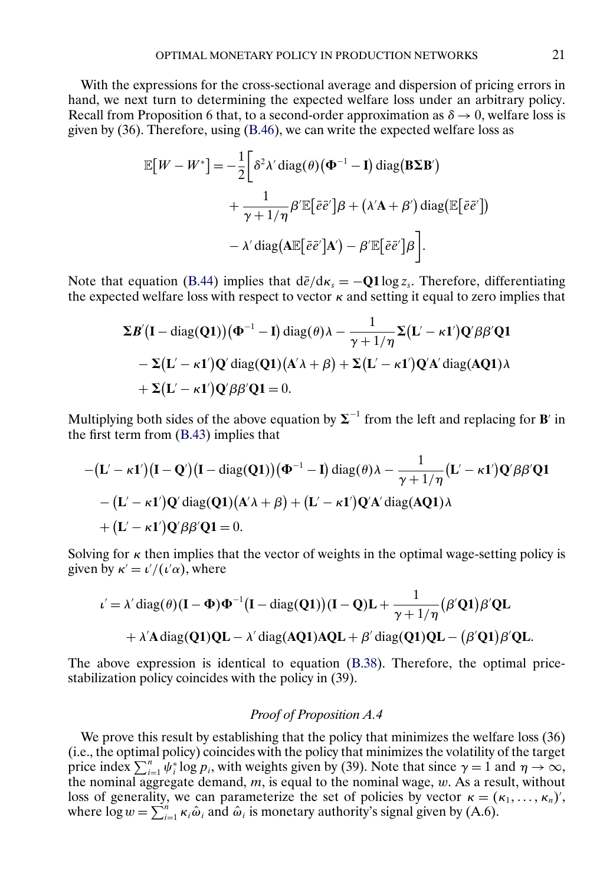With the expressions for the cross-sectional average and dispersion of pricing errors in hand, we next turn to determining the expected welfare loss under an arbitrary policy. Recall from Proposition 6 that, to a second-order approximation as $\delta \to 0$, welfare loss is given by (36). Therefore, using (B.46), we can write the expected welfare loss as

$$\mathbb{E}[W - W^*] = -\frac{1}{2}\bigg[\delta^2 \lambda' \operatorname{diag}(\theta)\big(\mathbf{\Phi}^{-1} - \mathbf{I}\big)\operatorname{diag}\big(\mathbf{B}\mathbf{\Sigma}\mathbf{B}'\big) + \frac{1}{\gamma + 1/\eta}\beta'\mathbb{E}\big[\bar{e}\bar{e}'\big]\beta + \big(\lambda'\mathbf{A} + \beta'\big)\operatorname{diag}\big(\mathbb{E}\big[\bar{e}\bar{e}'\big]\big) - \lambda'\operatorname{diag}\big(\mathbf{A}\mathbb{E}\big[\bar{e}\bar{e}'\big]\mathbf{A}'\big) - \beta'\mathbb{E}\big[\bar{e}\bar{e}'\big]\beta\bigg].$$

Note that equation (B.44) implies that $\mathrm{d}\bar{e}/\mathrm{d}\kappa_s = -\mathbf{Q1}\log z_s$. Therefore, differentiating the expected welfare loss with respect to vector $\kappa$ and setting it equal to zero implies that

$$\begin{aligned}
&\mathbf{\Sigma}\boldsymbol{B}'\big(\mathbf{I} - \operatorname{diag}(\mathbf{Q1})\big)\big(\mathbf{\Phi}^{-1} - \mathbf{I}\big)\operatorname{diag}(\theta)\lambda - \frac{1}{\gamma + 1/\eta}\mathbf{\Sigma}\big(\mathbf{L}' - \kappa\mathbf{1}'\big)\mathbf{Q}'\beta\beta'\mathbf{Q1} \\
&\quad - \mathbf{\Sigma}\big(\mathbf{L}' - \kappa\mathbf{1}'\big)\mathbf{Q}'\operatorname{diag}(\mathbf{Q1})\big(\mathbf{A}'\lambda + \beta\big) + \mathbf{\Sigma}\big(\mathbf{L}' - \kappa\mathbf{1}'\big)\mathbf{Q}'\mathbf{A}'\operatorname{diag}(\mathbf{AQ1})\lambda \\
&\quad + \mathbf{\Sigma}\big(\mathbf{L}' - \kappa\mathbf{1}'\big)\mathbf{Q}'\beta\beta'\mathbf{Q1} = 0.
\end{aligned}$$

Multiplying both sides of the above equation by $\mathbf{\Sigma}^{-1}$ from the left and replacing for $\mathbf{B}'$ in the first term from (B.43) implies that

$$\begin{aligned}
&-\big(\mathbf{L}' - \kappa\mathbf{1}'\big)\big(\mathbf{I} - \mathbf{Q}'\big)\big(\mathbf{I} - \operatorname{diag}(\mathbf{Q1})\big)\big(\mathbf{\Phi}^{-1} - \mathbf{I}\big)\operatorname{diag}(\theta)\lambda - \frac{1}{\gamma + 1/\eta}\big(\mathbf{L}' - \kappa\mathbf{1}'\big)\mathbf{Q}'\beta\beta'\mathbf{Q1} \\
&\quad - \big(\mathbf{L}' - \kappa\mathbf{1}'\big)\mathbf{Q}'\operatorname{diag}(\mathbf{Q1})\big(\mathbf{A}'\lambda + \beta\big) + \big(\mathbf{L}' - \kappa\mathbf{1}'\big)\mathbf{Q}'\mathbf{A}'\operatorname{diag}(\mathbf{AQ1})\lambda \\
&\quad + \big(\mathbf{L}' - \kappa\mathbf{1}'\big)\mathbf{Q}'\beta\beta'\mathbf{Q1} = 0.
\end{aligned}$$

Solving for $\kappa$ then implies that the vector of weights in the optimal wage-setting policy is given by $\kappa' = \iota'/(\iota'\alpha)$, where

$$\begin{aligned}
\iota' = {}& \lambda'\operatorname{diag}(\theta)(\mathbf{I} - \mathbf{\Phi})\mathbf{\Phi}^{-1}\big(\mathbf{I} - \operatorname{diag}(\mathbf{Q1})\big)(\mathbf{I} - \mathbf{Q})\mathbf{L} + \frac{1}{\gamma + 1/\eta}\big(\beta'\mathbf{Q1}\big)\beta'\mathbf{QL} \\
&+ \lambda'\mathbf{A}\operatorname{diag}(\mathbf{Q1})\mathbf{QL} - \lambda'\operatorname{diag}(\mathbf{AQ1})\mathbf{AQL} + \beta'\operatorname{diag}(\mathbf{Q1})\mathbf{QL} - \big(\beta'\mathbf{Q1}\big)\beta'\mathbf{QL}.
\end{aligned}$$

The above expression is identical to equation (B.38). Therefore, the optimal price-stabilization policy coincides with the policy in (39).

### *Proof of Proposition A.4*

We prove this result by establishing that the policy that minimizes the welfare loss (36) (i.e., the optimal policy) coincides with the policy that minimizes the volatility of the target price index $\sum_{i=1}^n \psi_i^* \log p_i$, with weights given by (39). Note that since $\gamma = 1$ and $\eta \to \infty$, the nominal aggregate demand, $m$, is equal to the nominal wage, $w$. As a result, without loss of generality, we can parameterize the set of policies by vector $\kappa = (\kappa_1, \dots, \kappa_n)'$, where $\log w = \sum_{i=1}^n \kappa_i \hat{\omega}_i$ and $\hat{\omega}_i$ is monetary authority's signal given by (A.6).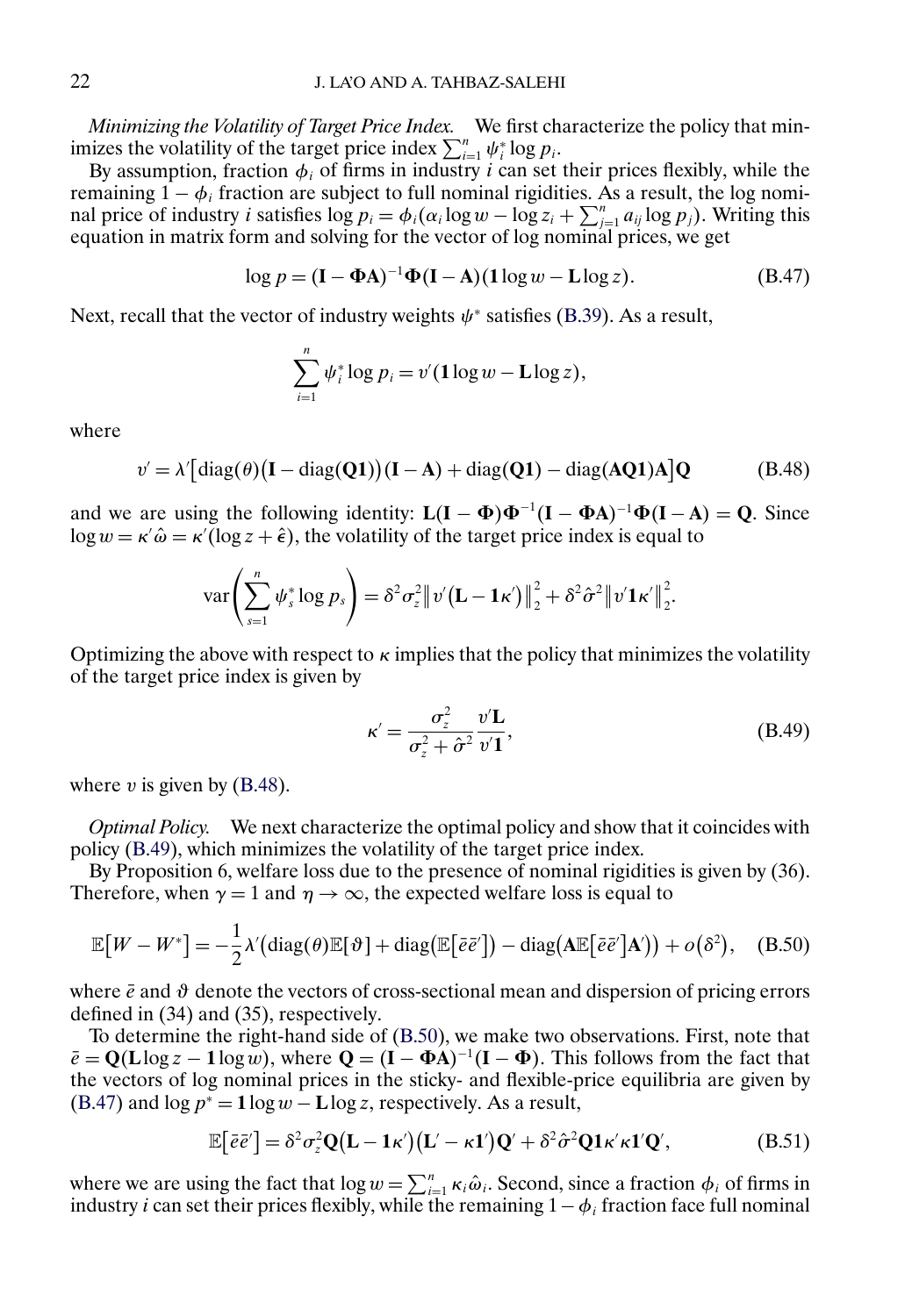*Minimizing the Volatility of Target Price Index.* We first characterize the policy that minimizes the volatility of the target price index $\sum_{i=1}^n \psi_i^* \log p_i$.

By assumption, fraction $\phi_i$ of firms in industry $i$ can set their prices flexibly, while the remaining $1-\phi_i$ fraction are subject to full nominal rigidities. As a result, the log nominal price of industry $i$ satisfies $\log p_i = \phi_i(\alpha_i \log w - \log z_i + \sum_{j=1}^n a_{ij} \log p_j)$. Writing this equation in matrix form and solving for the vector of log nominal prices, we get

$$\log p = (\mathbf{I} - \mathbf{\Phi}\mathbf{A})^{-1}\mathbf{\Phi}(\mathbf{I} - \mathbf{A})(\mathbf{1}\log w - \mathbf{L}\log z). \tag{B.47}$$

Next, recall that the vector of industry weights $\psi^*$ satisfies (B.39). As a result,

$$\sum_{i=1}^n \psi_i^* \log p_i = v'(\mathbf{1}\log w - \mathbf{L}\log z),$$

where

$$v' = \lambda'\big[\operatorname{diag}(\theta)\big(\mathbf{I} - \operatorname{diag}(\mathbf{Q}\mathbf{1})\big)(\mathbf{I} - \mathbf{A}) + \operatorname{diag}(\mathbf{Q}\mathbf{1}) - \operatorname{diag}(\mathbf{A}\mathbf{Q}\mathbf{1})\mathbf{A}\big]\mathbf{Q} \tag{B.48}$$

and we are using the following identity: $\mathbf{L}(\mathbf{I} - \mathbf{\Phi})\mathbf{\Phi}^{-1}(\mathbf{I} - \mathbf{\Phi}\mathbf{A})^{-1}\mathbf{\Phi}(\mathbf{I} - \mathbf{A}) = \mathbf{Q}$. Since $\log w = \kappa'\hat{\omega} = \kappa'(\log z + \hat{\epsilon})$, the volatility of the target price index is equal to

$$\operatorname{var}\left(\sum_{s=1}^n \psi_s^* \log p_s\right) = \delta^2\sigma_z^2\big\|v'\big(\mathbf{L} - \mathbf{1}\kappa'\big)\big\|_2^2 + \delta^2\hat{\sigma}^2\big\|v'\mathbf{1}\kappa'\big\|_2^2.$$

Optimizing the above with respect to $\kappa$ implies that the policy that minimizes the volatility of the target price index is given by

$$\kappa' = \frac{\sigma_z^2}{\sigma_z^2 + \hat{\sigma}^2}\frac{v'\mathbf{L}}{v'\mathbf{1}}, \tag{B.49}$$

where $v$ is given by (B.48).

*Optimal Policy.* We next characterize the optimal policy and show that it coincides with policy (B.49), which minimizes the volatility of the target price index.

By Proposition 6, welfare loss due to the presence of nominal rigidities is given by (36). Therefore, when $\gamma = 1$ and $\eta \to \infty$, the expected welfare loss is equal to

$$\mathbb{E}\big[W - W^*\big] = -\frac{1}{2}\lambda'\big(\operatorname{diag}(\theta)\mathbb{E}[\vartheta] + \operatorname{diag}\big(\mathbb{E}\big[\bar{e}\bar{e}'\big]\big) - \operatorname{diag}\big(\mathbf{A}\mathbb{E}\big[\bar{e}\bar{e}'\big]\mathbf{A}'\big)\big) + o\big(\delta^2\big), \tag{B.50}$$

where $\bar{e}$ and $\vartheta$ denote the vectors of cross-sectional mean and dispersion of pricing errors defined in (34) and (35), respectively.

To determine the right-hand side of (B.50), we make two observations. First, note that $\bar{e} = \mathbf{Q}(\mathbf{L}\log z - \mathbf{1}\log w)$, where $\mathbf{Q} = (\mathbf{I} - \mathbf{\Phi}\mathbf{A})^{-1}(\mathbf{I} - \mathbf{\Phi})$. This follows from the fact that the vectors of log nominal prices in the sticky- and flexible-price equilibria are given by (B.47) and $\log p^* = \mathbf{1}\log w - \mathbf{L}\log z$, respectively. As a result,

$$\mathbb{E}\big[\bar{e}\bar{e}'\big] = \delta^2\sigma_z^2\mathbf{Q}\big(\mathbf{L} - \mathbf{1}\kappa'\big)\big(\mathbf{L}' - \kappa\mathbf{1}'\big)\mathbf{Q}' + \delta^2\hat{\sigma}^2\mathbf{Q}\mathbf{1}\kappa'\kappa\mathbf{1}'\mathbf{Q}', \tag{B.51}$$

where we are using the fact that $\log w = \sum_{i=1}^n \kappa_i\hat{\omega}_i$. Second, since a fraction $\phi_i$ of firms in industry $i$ can set their prices flexibly, while the remaining $1-\phi_i$ fraction face full nominal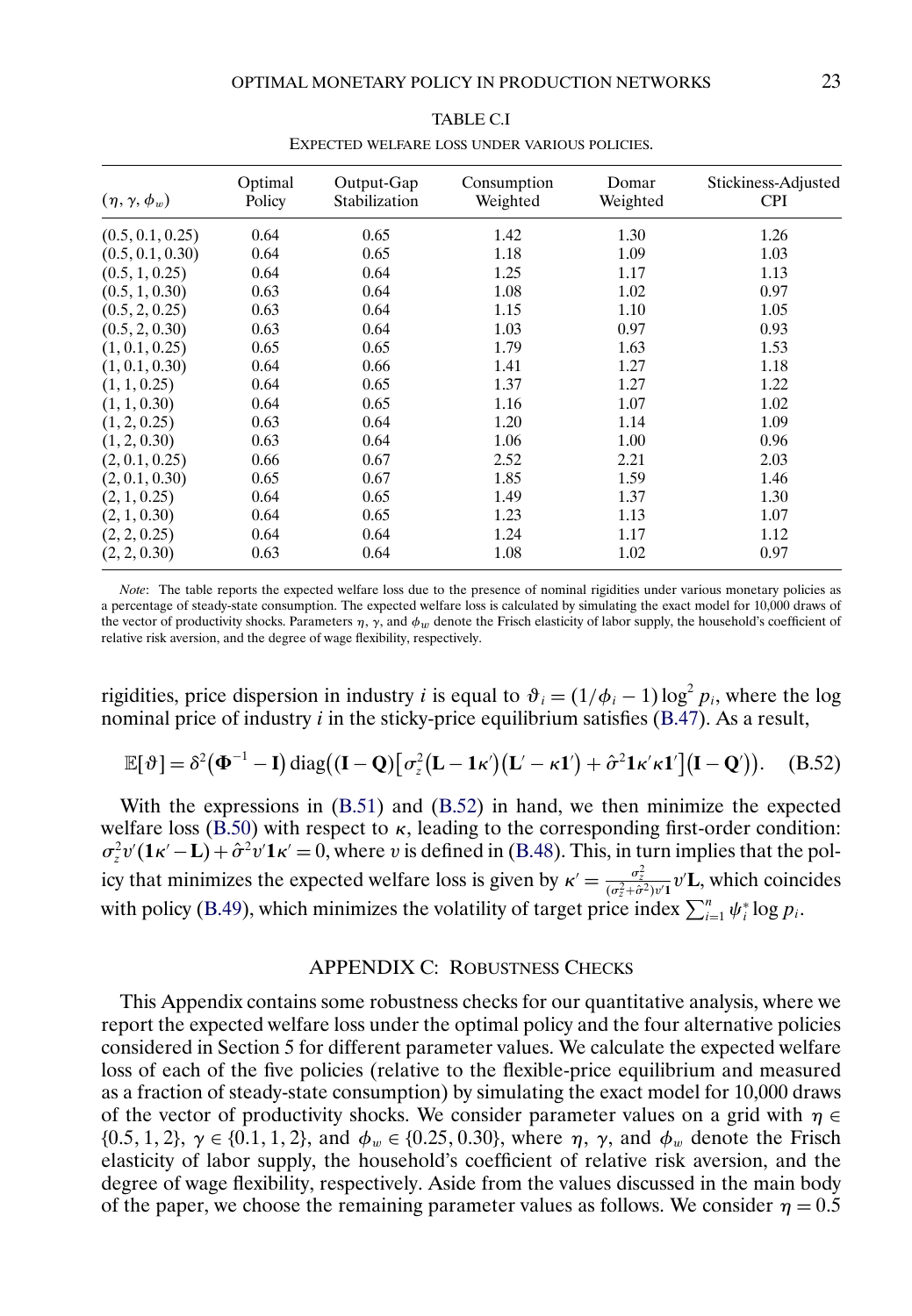TABLE C.I

EXPECTED WELFARE LOSS UNDER VARIOUS POLICIES.

| $(\eta, \gamma, \phi_w)$ | Optimal Policy | Output-Gap Stabilization | Consumption Weighted | Domar Weighted | Stickiness-Adjusted CPI |
|---|---|---|---|---|---|
| (0.5, 0.1, 0.25) | 0.64 | 0.65 | 1.42 | 1.30 | 1.26 |
| (0.5, 0.1, 0.30) | 0.64 | 0.65 | 1.18 | 1.09 | 1.03 |
| (0.5, 1, 0.25) | 0.64 | 0.64 | 1.25 | 1.17 | 1.13 |
| (0.5, 1, 0.30) | 0.63 | 0.64 | 1.08 | 1.02 | 0.97 |
| (0.5, 2, 0.25) | 0.63 | 0.64 | 1.15 | 1.10 | 1.05 |
| (0.5, 2, 0.30) | 0.63 | 0.64 | 1.03 | 0.97 | 0.93 |
| (1, 0.1, 0.25) | 0.65 | 0.65 | 1.79 | 1.63 | 1.53 |
| (1, 0.1, 0.30) | 0.64 | 0.66 | 1.41 | 1.27 | 1.18 |
| (1, 1, 0.25) | 0.64 | 0.65 | 1.37 | 1.27 | 1.22 |
| (1, 1, 0.30) | 0.64 | 0.65 | 1.16 | 1.07 | 1.02 |
| (1, 2, 0.25) | 0.63 | 0.64 | 1.20 | 1.14 | 1.09 |
| (1, 2, 0.30) | 0.63 | 0.64 | 1.06 | 1.00 | 0.96 |
| (2, 0.1, 0.25) | 0.66 | 0.67 | 2.52 | 2.21 | 2.03 |
| (2, 0.1, 0.30) | 0.65 | 0.67 | 1.85 | 1.59 | 1.46 |
| (2, 1, 0.25) | 0.64 | 0.65 | 1.49 | 1.37 | 1.30 |
| (2, 1, 0.30) | 0.64 | 0.65 | 1.23 | 1.13 | 1.07 |
| (2, 2, 0.25) | 0.64 | 0.64 | 1.24 | 1.17 | 1.12 |
| (2, 2, 0.30) | 0.63 | 0.64 | 1.08 | 1.02 | 0.97 |

*Note*: The table reports the expected welfare loss due to the presence of nominal rigidities under various monetary policies as a percentage of steady-state consumption. The expected welfare loss is calculated by simulating the exact model for 10,000 draws of the vector of productivity shocks. Parameters $\eta$, $\gamma$, and $\phi_w$ denote the Frisch elasticity of labor supply, the household's coefficient of relative risk aversion, and the degree of wage flexibility, respectively.

rigidities, price dispersion in industry $i$ is equal to $\vartheta_i = (1/\phi_i - 1)\log^2 p_i$, where the log nominal price of industry $i$ in the sticky-price equilibrium satisfies (B.47). As a result,

$$\mathbb{E}[\vartheta] = \delta^2(\mathbf{\Phi}^{-1} - \mathbf{I})\operatorname{diag}\big((\mathbf{I} - \mathbf{Q})\big[\sigma_z^2(\mathbf{L} - \mathbf{1}\kappa')(\mathbf{L}' - \kappa\mathbf{1}') + \hat{\sigma}^2\mathbf{1}\kappa'\kappa\mathbf{1}'\big](\mathbf{I} - \mathbf{Q}')\big). \quad \text{(B.52)}$$

With the expressions in (B.51) and (B.52) in hand, we then minimize the expected welfare loss (B.50) with respect to $\kappa$, leading to the corresponding first-order condition: $\sigma_z^2 v'(\mathbf{1}\kappa' - \mathbf{L}) + \hat{\sigma}^2 v'\mathbf{1}\kappa' = 0$, where $v$ is defined in (B.48). This, in turn implies that the policy that minimizes the expected welfare loss is given by $\kappa' = \frac{\sigma_z^2}{(\sigma_z^2 + \hat{\sigma}^2)v'\mathbf{1}} v'\mathbf{L}$, which coincides with policy (B.49), which minimizes the volatility of target price index $\sum_{i=1}^n \psi_i^* \log p_i$.

## APPENDIX C: ROBUSTNESS CHECKS

This Appendix contains some robustness checks for our quantitative analysis, where we report the expected welfare loss under the optimal policy and the four alternative policies considered in Section 5 for different parameter values. We calculate the expected welfare loss of each of the five policies (relative to the flexible-price equilibrium and measured as a fraction of steady-state consumption) by simulating the exact model for 10,000 draws of the vector of productivity shocks. We consider parameter values on a grid with $\eta \in \{0.5, 1, 2\}$, $\gamma \in \{0.1, 1, 2\}$, and $\phi_w \in \{0.25, 0.30\}$, where $\eta$, $\gamma$, and $\phi_w$ denote the Frisch elasticity of labor supply, the household's coefficient of relative risk aversion, and the degree of wage flexibility, respectively. Aside from the values discussed in the main body of the paper, we choose the remaining parameter values as follows. We consider $\eta = 0.5$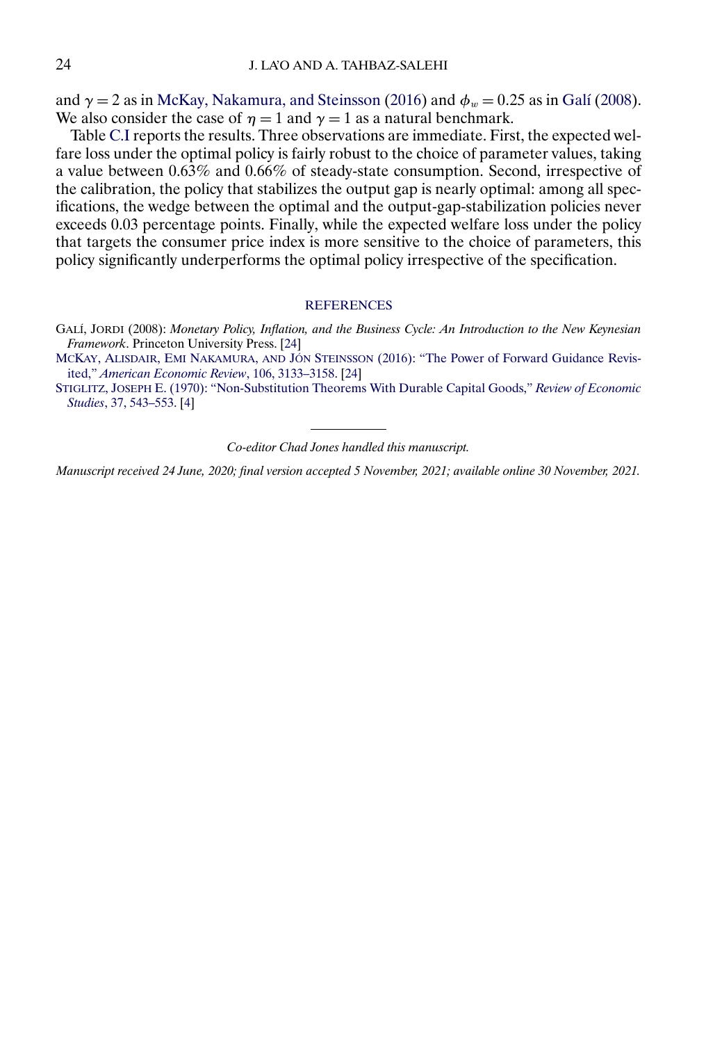and $\gamma = 2$ as in McKay, Nakamura, and Steinsson (2016) and $\phi_w = 0.25$ as in Galí (2008). We also consider the case of $\eta = 1$ and $\gamma = 1$ as a natural benchmark.

Table C.I reports the results. Three observations are immediate. First, the expected welfare loss under the optimal policy is fairly robust to the choice of parameter values, taking a value between 0.63% and 0.66% of steady-state consumption. Second, irrespective of the calibration, the policy that stabilizes the output gap is nearly optimal: among all specifications, the wedge between the optimal and the output-gap-stabilization policies never exceeds 0.03 percentage points. Finally, while the expected welfare loss under the policy that targets the consumer price index is more sensitive to the choice of parameters, this policy significantly underperforms the optimal policy irrespective of the specification.

## REFERENCES

GALÍ, JORDI (2008): *Monetary Policy, Inflation, and the Business Cycle: An Introduction to the New Keynesian Framework*. Princeton University Press. [24]

MCKAY, ALISDAIR, EMI NAKAMURA, AND JÓN STEINSSON (2016): "The Power of Forward Guidance Revisited," *American Economic Review*, 106, 3133–3158. [24]

STIGLITZ, JOSEPH E. (1970): "Non-Substitution Theorems With Durable Capital Goods," *Review of Economic Studies*, 37, 543–553. [4]

*Co-editor Chad Jones handled this manuscript.*

*Manuscript received 24 June, 2020; final version accepted 5 November, 2021; available online 30 November, 2021.*